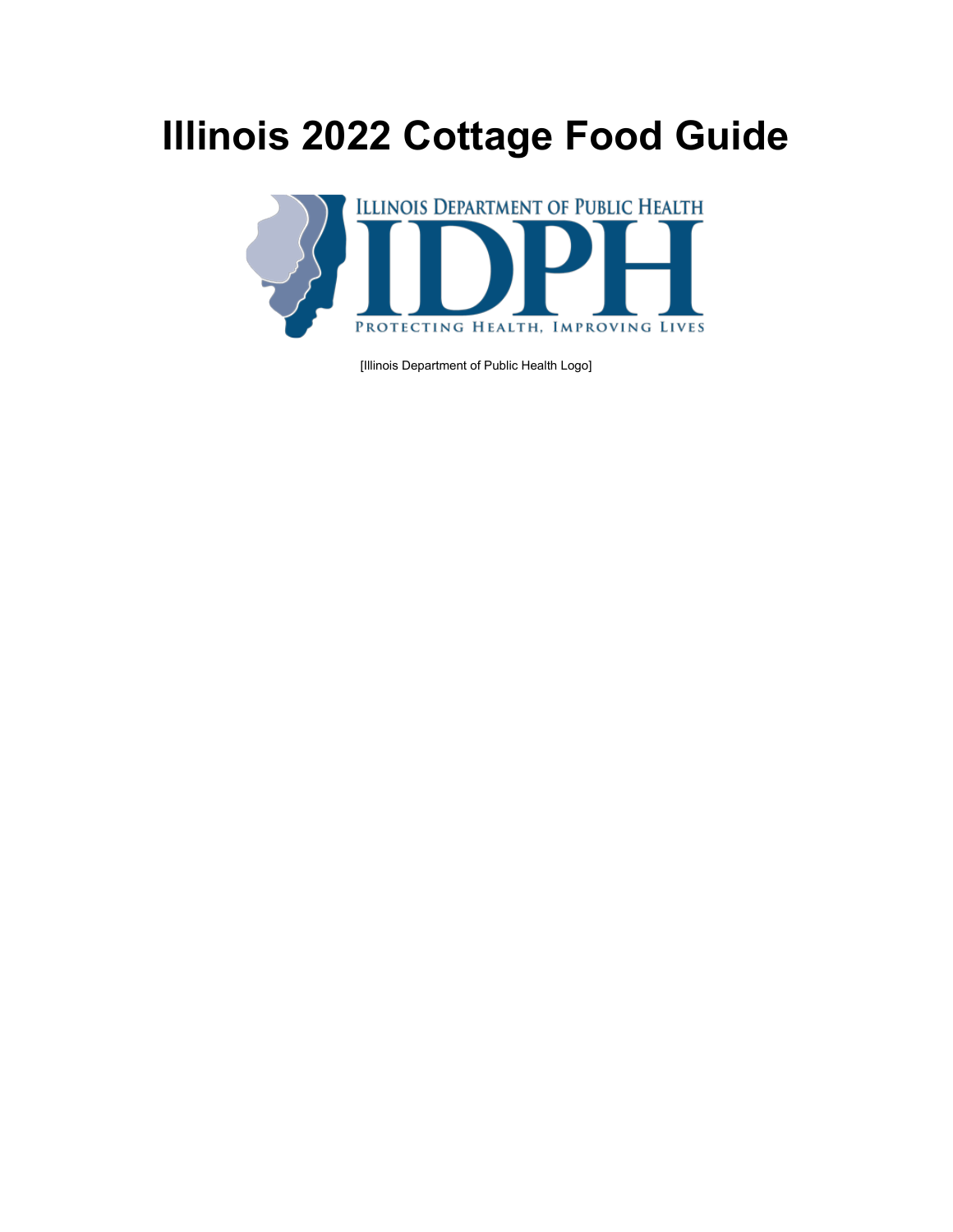# Illinois 2022 Cottage Food Guide

[Illinois Department of Public Health Logo]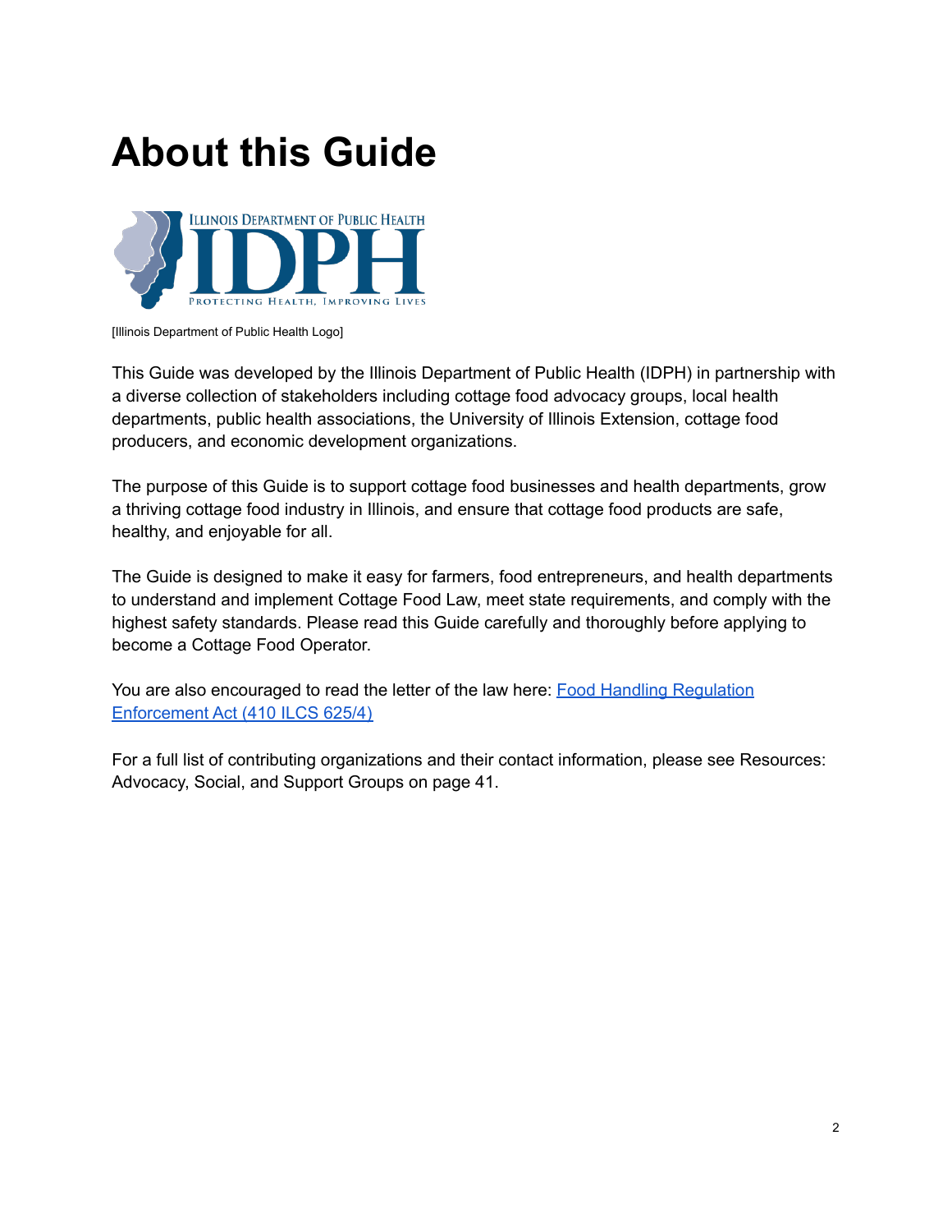# About this Guide

[Illinois Department of Public Health Logo]

This Guide was developed by the Illinois Department of Public Health (IDPH) in partnership with a diverse collection of stakeholders including cottage food advocacy groups, local health departments, public health associations, the University of Illinois Extension, cottage food producers, and economic development organizations.

The purpose of this Guide is to support cottage food businesses and health departments, grow a thriving cottage food industry in Illinois, and ensure that cottage food products are safe, healthy, and enjoyable for all.

The Guide is designed to make it easy for farmers, food entrepreneurs, and health departments to understand and implement Cottage Food Law, meet state requirements, and comply with the highest safety standards. Please read this Guide carefully and thoroughly before applying to become a Cottage Food Operator.

You are also encouraged to read the letter of the law here: Food Handling Regulation Enforcement Act (410 ILCS 625/4)

For a full list of contributing organizations and their contact information, please see Resources: Advocacy, Social, and Support Groups on page 41.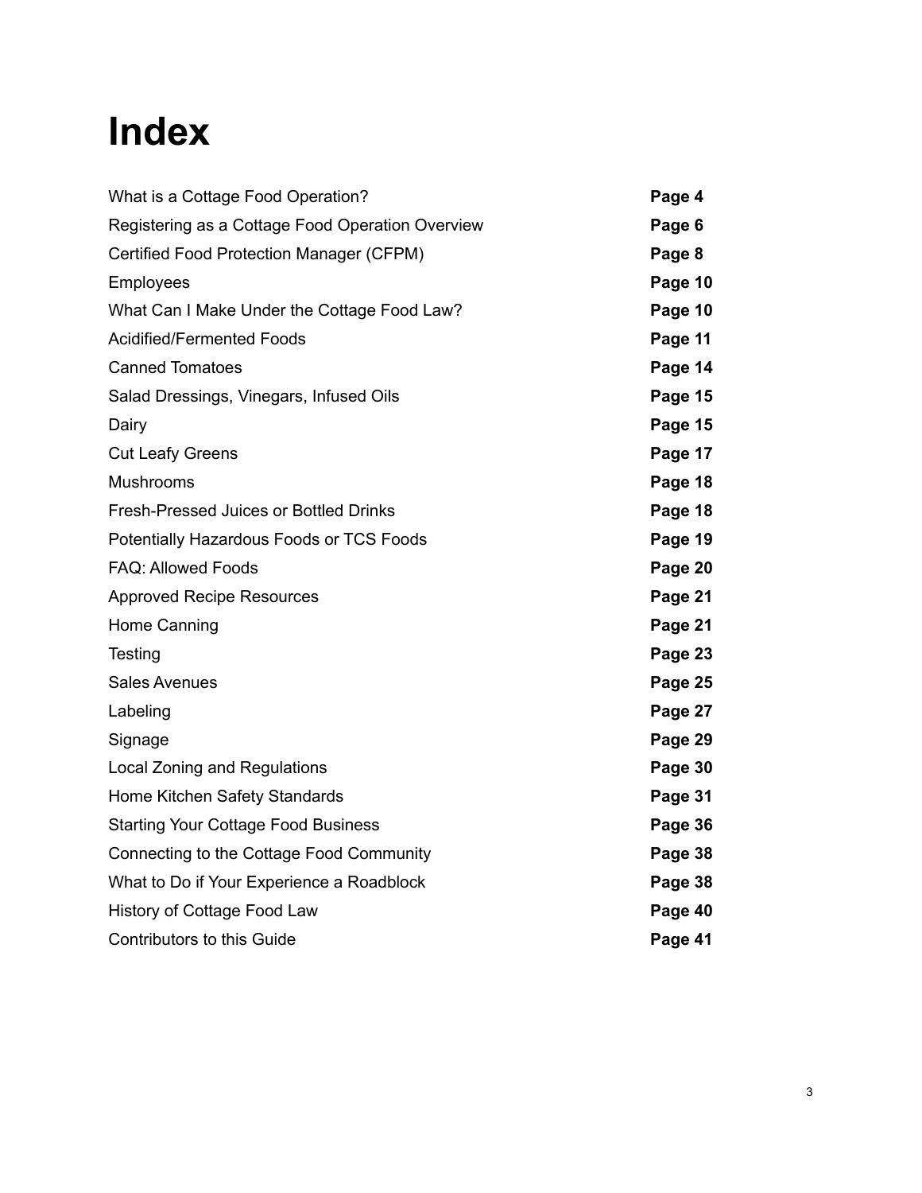# Index

| | |
|---|---|
| What is a Cottage Food Operation? | **Page 4** |
| Registering as a Cottage Food Operation Overview | **Page 6** |
| Certified Food Protection Manager (CFPM) | **Page 8** |
| Employees | **Page 10** |
| What Can I Make Under the Cottage Food Law? | **Page 10** |
| Acidified/Fermented Foods | **Page 11** |
| Canned Tomatoes | **Page 14** |
| Salad Dressings, Vinegars, Infused Oils | **Page 15** |
| Dairy | **Page 15** |
| Cut Leafy Greens | **Page 17** |
| Mushrooms | **Page 18** |
| Fresh-Pressed Juices or Bottled Drinks | **Page 18** |
| Potentially Hazardous Foods or TCS Foods | **Page 19** |
| FAQ: Allowed Foods | **Page 20** |
| Approved Recipe Resources | **Page 21** |
| Home Canning | **Page 21** |
| Testing | **Page 23** |
| Sales Avenues | **Page 25** |
| Labeling | **Page 27** |
| Signage | **Page 29** |
| Local Zoning and Regulations | **Page 30** |
| Home Kitchen Safety Standards | **Page 31** |
| Starting Your Cottage Food Business | **Page 36** |
| Connecting to the Cottage Food Community | **Page 38** |
| What to Do if Your Experience a Roadblock | **Page 38** |
| History of Cottage Food Law | **Page 40** |
| Contributors to this Guide | **Page 41** |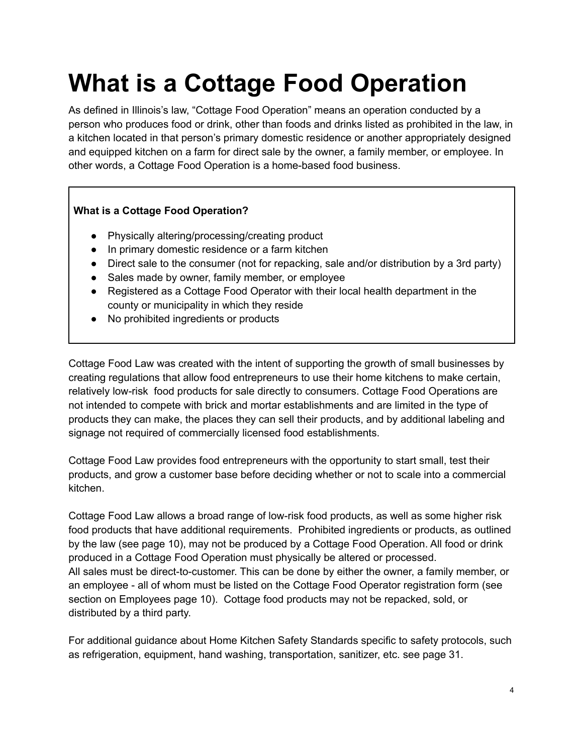# What is a Cottage Food Operation

As defined in Illinois's law, "Cottage Food Operation" means an operation conducted by a person who produces food or drink, other than foods and drinks listed as prohibited in the law, in a kitchen located in that person's primary domestic residence or another appropriately designed and equipped kitchen on a farm for direct sale by the owner, a family member, or employee. In other words, a Cottage Food Operation is a home-based food business.

**What is a Cottage Food Operation?**

- Physically altering/processing/creating product
- In primary domestic residence or a farm kitchen
- Direct sale to the consumer (not for repacking, sale and/or distribution by a 3rd party)
- Sales made by owner, family member, or employee
- Registered as a Cottage Food Operator with their local health department in the county or municipality in which they reside
- No prohibited ingredients or products

Cottage Food Law was created with the intent of supporting the growth of small businesses by creating regulations that allow food entrepreneurs to use their home kitchens to make certain, relatively low-risk food products for sale directly to consumers. Cottage Food Operations are not intended to compete with brick and mortar establishments and are limited in the type of products they can make, the places they can sell their products, and by additional labeling and signage not required of commercially licensed food establishments.

Cottage Food Law provides food entrepreneurs with the opportunity to start small, test their products, and grow a customer base before deciding whether or not to scale into a commercial kitchen.

Cottage Food Law allows a broad range of low-risk food products, as well as some higher risk food products that have additional requirements. Prohibited ingredients or products, as outlined by the law (see page 10), may not be produced by a Cottage Food Operation. All food or drink produced in a Cottage Food Operation must physically be altered or processed.
All sales must be direct-to-customer. This can be done by either the owner, a family member, or an employee - all of whom must be listed on the Cottage Food Operator registration form (see section on Employees page 10). Cottage food products may not be repacked, sold, or distributed by a third party.

For additional guidance about Home Kitchen Safety Standards specific to safety protocols, such as refrigeration, equipment, hand washing, transportation, sanitizer, etc. see page 31.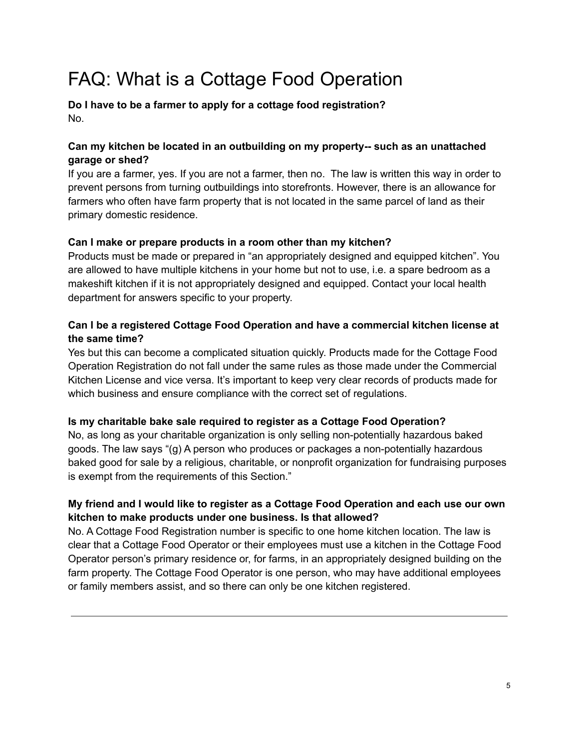# FAQ: What is a Cottage Food Operation

**Do I have to be a farmer to apply for a cottage food registration?**
No.

**Can my kitchen be located in an outbuilding on my property-- such as an unattached garage or shed?**
If you are a farmer, yes. If you are not a farmer, then no. The law is written this way in order to prevent persons from turning outbuildings into storefronts. However, there is an allowance for farmers who often have farm property that is not located in the same parcel of land as their primary domestic residence.

**Can I make or prepare products in a room other than my kitchen?**
Products must be made or prepared in "an appropriately designed and equipped kitchen". You are allowed to have multiple kitchens in your home but not to use, i.e. a spare bedroom as a makeshift kitchen if it is not appropriately designed and equipped. Contact your local health department for answers specific to your property.

**Can I be a registered Cottage Food Operation and have a commercial kitchen license at the same time?**
Yes but this can become a complicated situation quickly. Products made for the Cottage Food Operation Registration do not fall under the same rules as those made under the Commercial Kitchen License and vice versa. It's important to keep very clear records of products made for which business and ensure compliance with the correct set of regulations.

**Is my charitable bake sale required to register as a Cottage Food Operation?**
No, as long as your charitable organization is only selling non-potentially hazardous baked goods. The law says "(g) A person who produces or packages a non-potentially hazardous baked good for sale by a religious, charitable, or nonprofit organization for fundraising purposes is exempt from the requirements of this Section."

**My friend and I would like to register as a Cottage Food Operation and each use our own kitchen to make products under one business. Is that allowed?**
No. A Cottage Food Registration number is specific to one home kitchen location. The law is clear that a Cottage Food Operator or their employees must use a kitchen in the Cottage Food Operator person's primary residence or, for farms, in an appropriately designed building on the farm property. The Cottage Food Operator is one person, who may have additional employees or family members assist, and so there can only be one kitchen registered.

---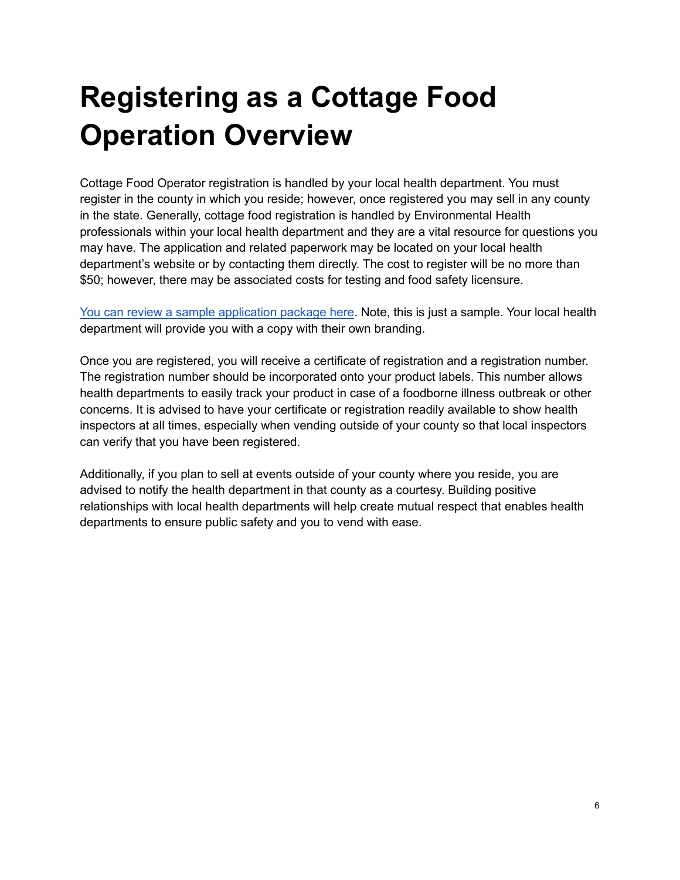# Registering as a Cottage Food Operation Overview

Cottage Food Operator registration is handled by your local health department. You must register in the county in which you reside; however, once registered you may sell in any county in the state. Generally, cottage food registration is handled by Environmental Health professionals within your local health department and they are a vital resource for questions you may have. The application and related paperwork may be located on your local health department's website or by contacting them directly. The cost to register will be no more than $50; however, there may be associated costs for testing and food safety licensure.

You can review a sample application package here. Note, this is just a sample. Your local health department will provide you with a copy with their own branding.

Once you are registered, you will receive a certificate of registration and a registration number. The registration number should be incorporated onto your product labels. This number allows health departments to easily track your product in case of a foodborne illness outbreak or other concerns. It is advised to have your certificate or registration readily available to show health inspectors at all times, especially when vending outside of your county so that local inspectors can verify that you have been registered.

Additionally, if you plan to sell at events outside of your county where you reside, you are advised to notify the health department in that county as a courtesy. Building positive relationships with local health departments will help create mutual respect that enables health departments to ensure public safety and you to vend with ease.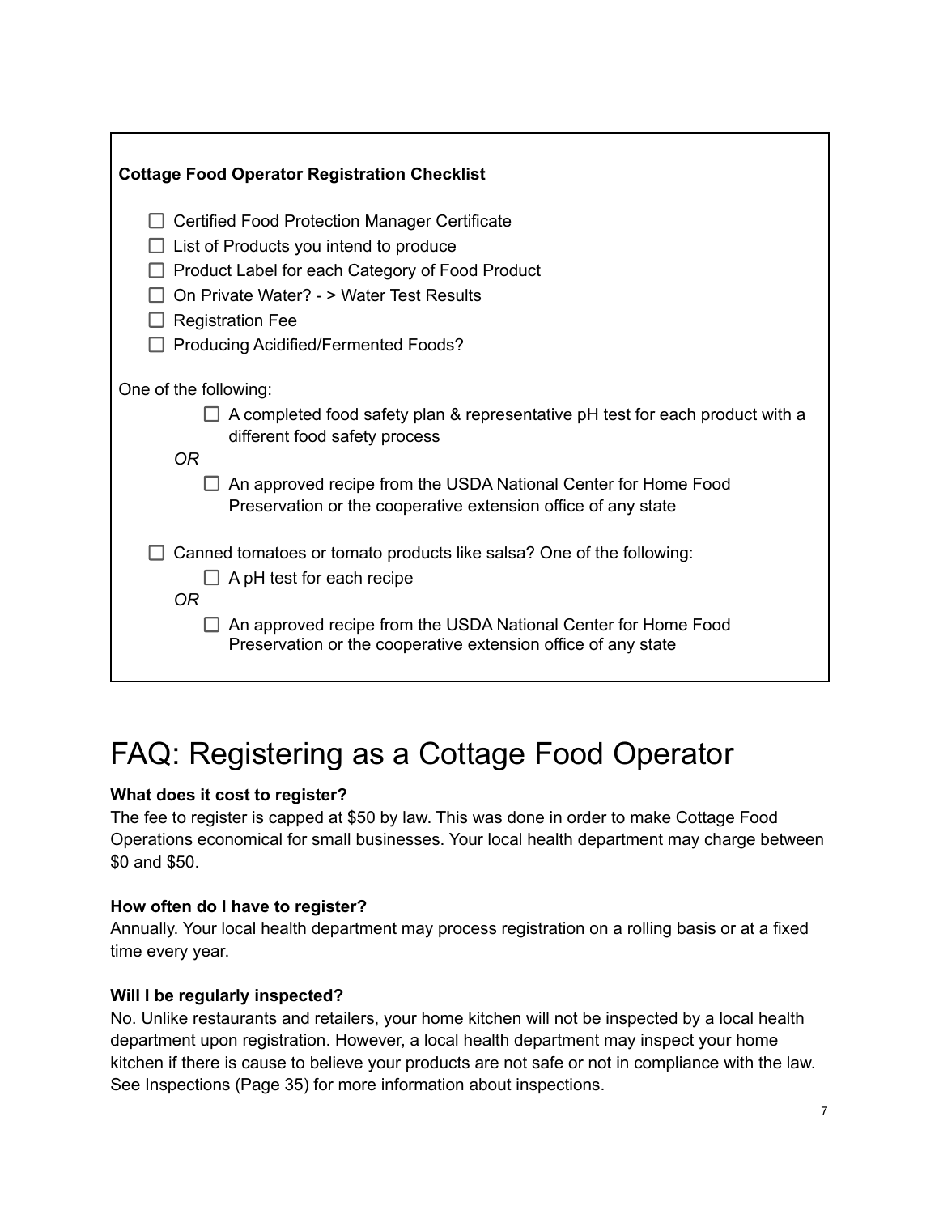**Cottage Food Operator Registration Checklist**

- [ ] Certified Food Protection Manager Certificate
- [ ] List of Products you intend to produce
- [ ] Product Label for each Category of Food Product
- [ ] On Private Water? - > Water Test Results
- [ ] Registration Fee
- [ ] Producing Acidified/Fermented Foods?

One of the following:

- [ ] A completed food safety plan & representative pH test for each product with a different food safety process

*OR*

- [ ] An approved recipe from the USDA National Center for Home Food Preservation or the cooperative extension office of any state

- [ ] Canned tomatoes or tomato products like salsa? One of the following:
  - [ ] A pH test for each recipe

  *OR*

  - [ ] An approved recipe from the USDA National Center for Home Food Preservation or the cooperative extension office of any state

# FAQ: Registering as a Cottage Food Operator

**What does it cost to register?**
The fee to register is capped at $50 by law. This was done in order to make Cottage Food Operations economical for small businesses. Your local health department may charge between $0 and $50.

**How often do I have to register?**
Annually. Your local health department may process registration on a rolling basis or at a fixed time every year.

**Will I be regularly inspected?**
No. Unlike restaurants and retailers, your home kitchen will not be inspected by a local health department upon registration. However, a local health department may inspect your home kitchen if there is cause to believe your products are not safe or not in compliance with the law. See Inspections (Page 35) for more information about inspections.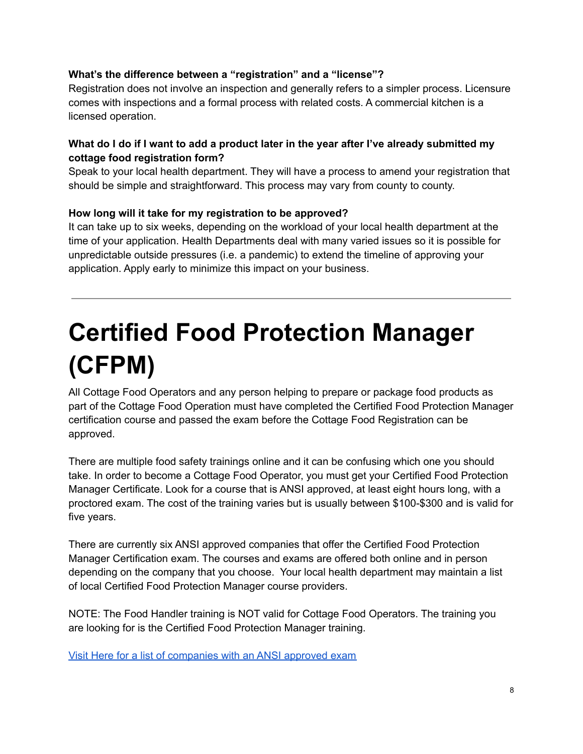**What's the difference between a "registration" and a "license"?**

Registration does not involve an inspection and generally refers to a simpler process. Licensure comes with inspections and a formal process with related costs. A commercial kitchen is a licensed operation.

**What do I do if I want to add a product later in the year after I've already submitted my cottage food registration form?**

Speak to your local health department. They will have a process to amend your registration that should be simple and straightforward. This process may vary from county to county.

**How long will it take for my registration to be approved?**

It can take up to six weeks, depending on the workload of your local health department at the time of your application. Health Departments deal with many varied issues so it is possible for unpredictable outside pressures (i.e. a pandemic) to extend the timeline of approving your application. Apply early to minimize this impact on your business.

---

# Certified Food Protection Manager (CFPM)

All Cottage Food Operators and any person helping to prepare or package food products as part of the Cottage Food Operation must have completed the Certified Food Protection Manager certification course and passed the exam before the Cottage Food Registration can be approved.

There are multiple food safety trainings online and it can be confusing which one you should take. In order to become a Cottage Food Operator, you must get your Certified Food Protection Manager Certificate. Look for a course that is ANSI approved, at least eight hours long, with a proctored exam. The cost of the training varies but is usually between $100-$300 and is valid for five years.

There are currently six ANSI approved companies that offer the Certified Food Protection Manager Certification exam. The courses and exams are offered both online and in person depending on the company that you choose. Your local health department may maintain a list of local Certified Food Protection Manager course providers.

NOTE: The Food Handler training is NOT valid for Cottage Food Operators. The training you are looking for is the Certified Food Protection Manager training.

Visit Here for a list of companies with an ANSI approved exam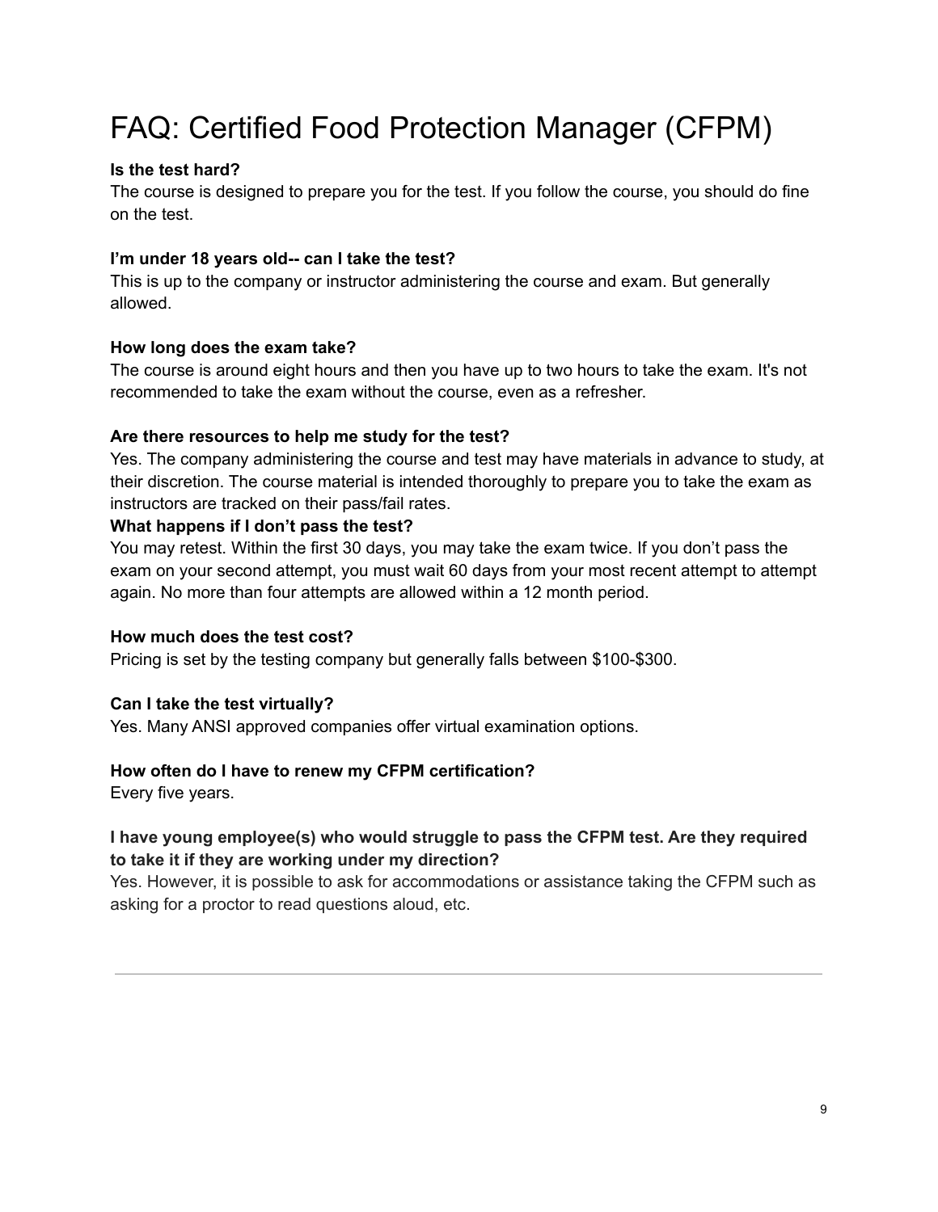# FAQ: Certified Food Protection Manager (CFPM)

**Is the test hard?**
The course is designed to prepare you for the test. If you follow the course, you should do fine on the test.

**I'm under 18 years old-- can I take the test?**
This is up to the company or instructor administering the course and exam. But generally allowed.

**How long does the exam take?**
The course is around eight hours and then you have up to two hours to take the exam. It's not recommended to take the exam without the course, even as a refresher.

**Are there resources to help me study for the test?**
Yes. The company administering the course and test may have materials in advance to study, at their discretion. The course material is intended thoroughly to prepare you to take the exam as instructors are tracked on their pass/fail rates.

**What happens if I don't pass the test?**
You may retest. Within the first 30 days, you may take the exam twice. If you don't pass the exam on your second attempt, you must wait 60 days from your most recent attempt to attempt again. No more than four attempts are allowed within a 12 month period.

**How much does the test cost?**
Pricing is set by the testing company but generally falls between $100-$300.

**Can I take the test virtually?**
Yes. Many ANSI approved companies offer virtual examination options.

**How often do I have to renew my CFPM certification?**
Every five years.

**I have young employee(s) who would struggle to pass the CFPM test. Are they required to take it if they are working under my direction?**
Yes. However, it is possible to ask for accommodations or assistance taking the CFPM such as asking for a proctor to read questions aloud, etc.

---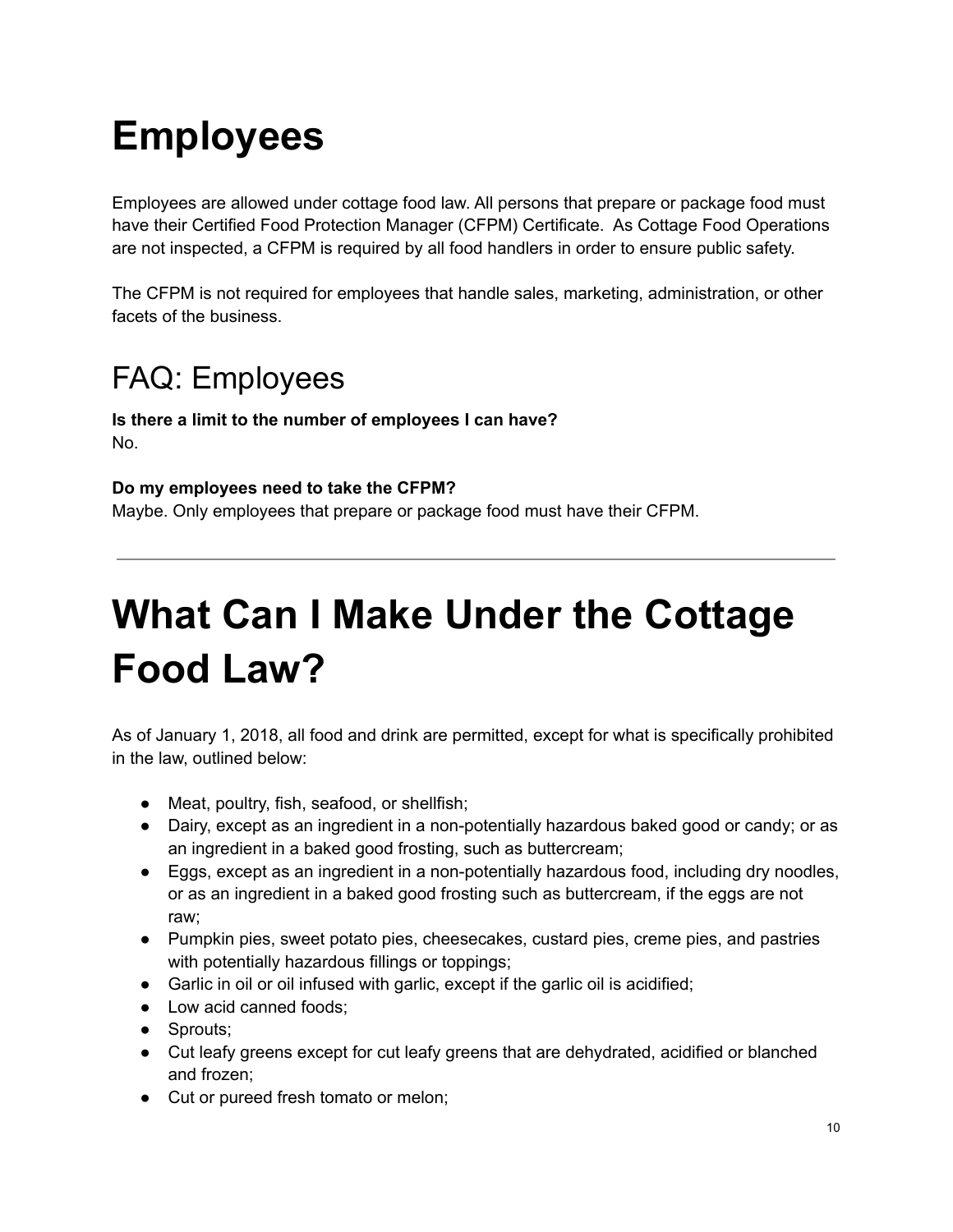# Employees

Employees are allowed under cottage food law. All persons that prepare or package food must have their Certified Food Protection Manager (CFPM) Certificate. As Cottage Food Operations are not inspected, a CFPM is required by all food handlers in order to ensure public safety.

The CFPM is not required for employees that handle sales, marketing, administration, or other facets of the business.

## FAQ: Employees

**Is there a limit to the number of employees I can have?**
No.

**Do my employees need to take the CFPM?**
Maybe. Only employees that prepare or package food must have their CFPM.

---

# What Can I Make Under the Cottage Food Law?

As of January 1, 2018, all food and drink are permitted, except for what is specifically prohibited in the law, outlined below:

- Meat, poultry, fish, seafood, or shellfish;
- Dairy, except as an ingredient in a non-potentially hazardous baked good or candy; or as an ingredient in a baked good frosting, such as buttercream;
- Eggs, except as an ingredient in a non-potentially hazardous food, including dry noodles, or as an ingredient in a baked good frosting such as buttercream, if the eggs are not raw;
- Pumpkin pies, sweet potato pies, cheesecakes, custard pies, creme pies, and pastries with potentially hazardous fillings or toppings;
- Garlic in oil or oil infused with garlic, except if the garlic oil is acidified;
- Low acid canned foods;
- Sprouts;
- Cut leafy greens except for cut leafy greens that are dehydrated, acidified or blanched and frozen;
- Cut or pureed fresh tomato or melon;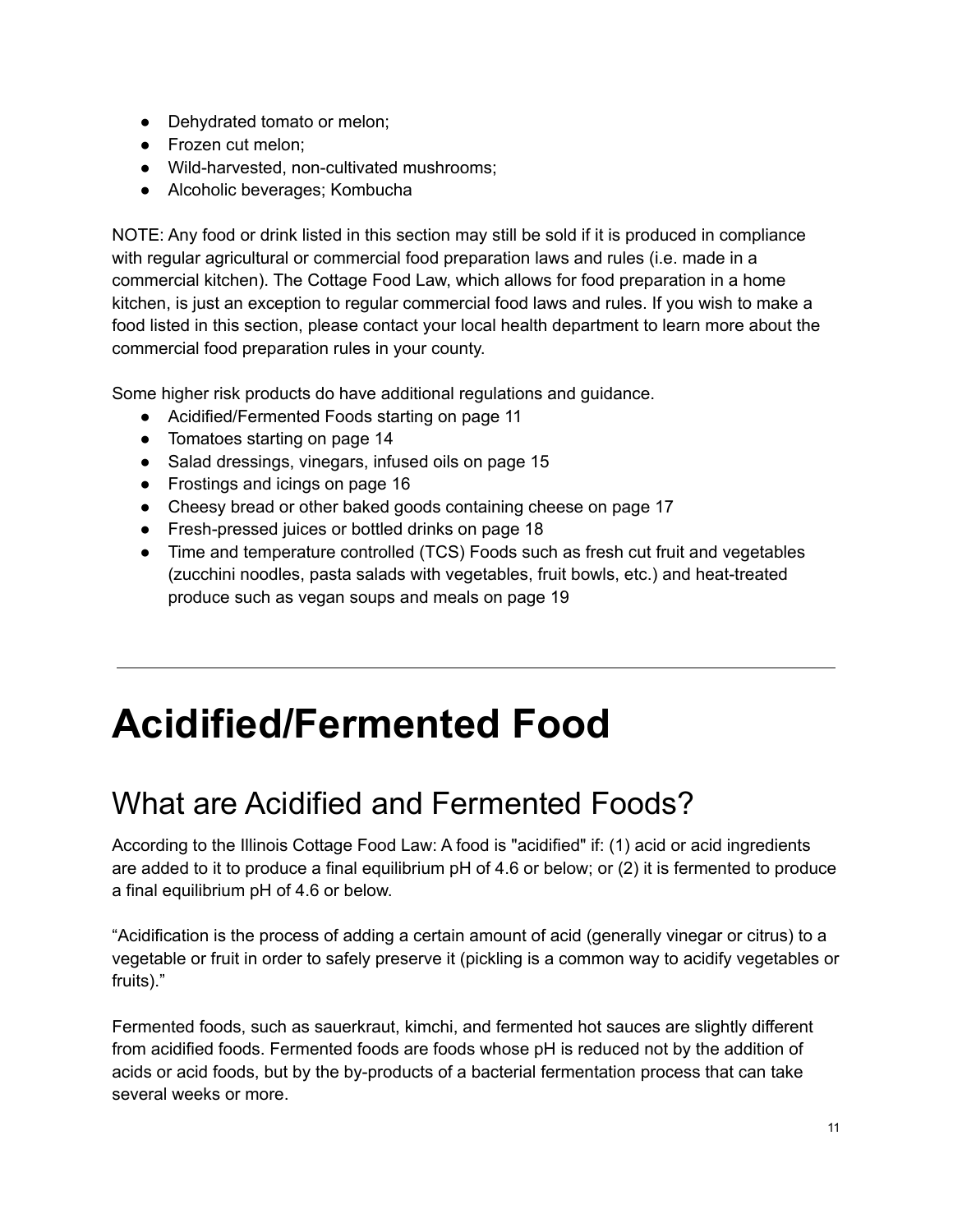- Dehydrated tomato or melon;
- Frozen cut melon;
- Wild-harvested, non-cultivated mushrooms;
- Alcoholic beverages; Kombucha

NOTE: Any food or drink listed in this section may still be sold if it is produced in compliance with regular agricultural or commercial food preparation laws and rules (i.e. made in a commercial kitchen). The Cottage Food Law, which allows for food preparation in a home kitchen, is just an exception to regular commercial food laws and rules. If you wish to make a food listed in this section, please contact your local health department to learn more about the commercial food preparation rules in your county.

Some higher risk products do have additional regulations and guidance.

- Acidified/Fermented Foods starting on page 11
- Tomatoes starting on page 14
- Salad dressings, vinegars, infused oils on page 15
- Frostings and icings on page 16
- Cheesy bread or other baked goods containing cheese on page 17
- Fresh-pressed juices or bottled drinks on page 18
- Time and temperature controlled (TCS) Foods such as fresh cut fruit and vegetables (zucchini noodles, pasta salads with vegetables, fruit bowls, etc.) and heat-treated produce such as vegan soups and meals on page 19

---

# Acidified/Fermented Food

## What are Acidified and Fermented Foods?

According to the Illinois Cottage Food Law: A food is "acidified" if: (1) acid or acid ingredients are added to it to produce a final equilibrium pH of 4.6 or below; or (2) it is fermented to produce a final equilibrium pH of 4.6 or below.

"Acidification is the process of adding a certain amount of acid (generally vinegar or citrus) to a vegetable or fruit in order to safely preserve it (pickling is a common way to acidify vegetables or fruits)."

Fermented foods, such as sauerkraut, kimchi, and fermented hot sauces are slightly different from acidified foods. Fermented foods are foods whose pH is reduced not by the addition of acids or acid foods, but by the by-products of a bacterial fermentation process that can take several weeks or more.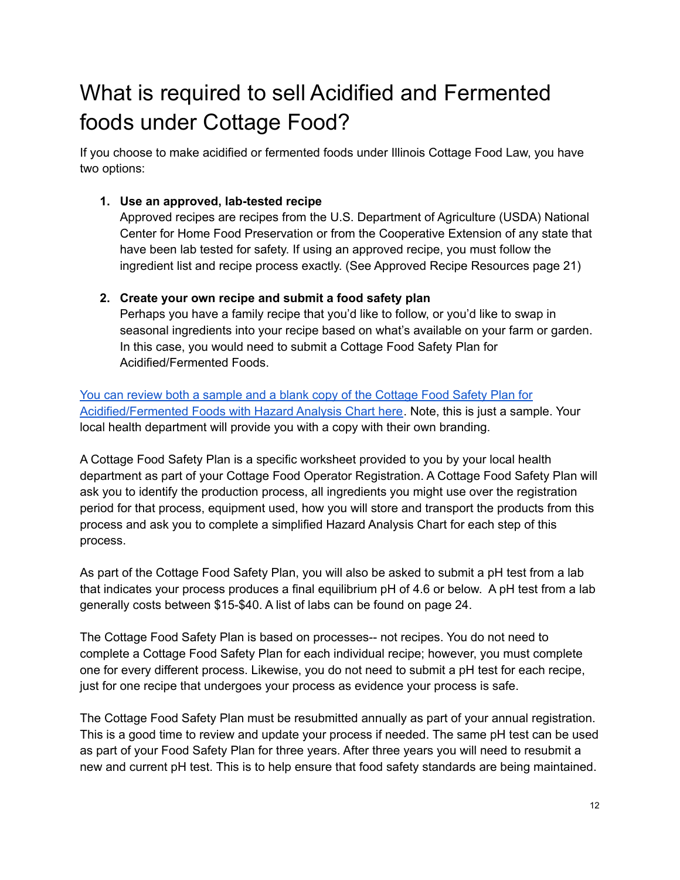# What is required to sell Acidified and Fermented foods under Cottage Food?

If you choose to make acidified or fermented foods under Illinois Cottage Food Law, you have two options:

1. **Use an approved, lab-tested recipe**
   Approved recipes are recipes from the U.S. Department of Agriculture (USDA) National Center for Home Food Preservation or from the Cooperative Extension of any state that have been lab tested for safety. If using an approved recipe, you must follow the ingredient list and recipe process exactly. (See Approved Recipe Resources page 21)

2. **Create your own recipe and submit a food safety plan**
   Perhaps you have a family recipe that you'd like to follow, or you'd like to swap in seasonal ingredients into your recipe based on what's available on your farm or garden. In this case, you would need to submit a Cottage Food Safety Plan for Acidified/Fermented Foods.

You can review both a sample and a blank copy of the Cottage Food Safety Plan for Acidified/Fermented Foods with Hazard Analysis Chart here. Note, this is just a sample. Your local health department will provide you with a copy with their own branding.

A Cottage Food Safety Plan is a specific worksheet provided to you by your local health department as part of your Cottage Food Operator Registration. A Cottage Food Safety Plan will ask you to identify the production process, all ingredients you might use over the registration period for that process, equipment used, how you will store and transport the products from this process and ask you to complete a simplified Hazard Analysis Chart for each step of this process.

As part of the Cottage Food Safety Plan, you will also be asked to submit a pH test from a lab that indicates your process produces a final equilibrium pH of 4.6 or below. A pH test from a lab generally costs between $15-$40. A list of labs can be found on page 24.

The Cottage Food Safety Plan is based on processes-- not recipes. You do not need to complete a Cottage Food Safety Plan for each individual recipe; however, you must complete one for every different process. Likewise, you do not need to submit a pH test for each recipe, just for one recipe that undergoes your process as evidence your process is safe.

The Cottage Food Safety Plan must be resubmitted annually as part of your annual registration. This is a good time to review and update your process if needed. The same pH test can be used as part of your Food Safety Plan for three years. After three years you will need to resubmit a new and current pH test. This is to help ensure that food safety standards are being maintained.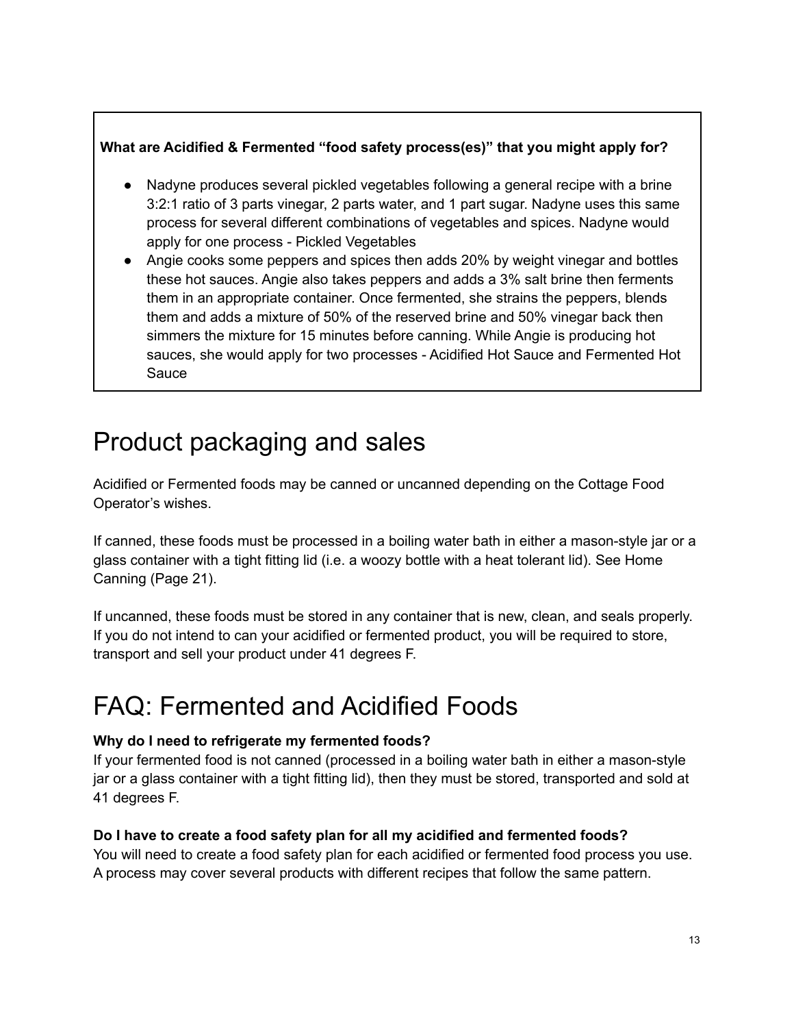**What are Acidified & Fermented "food safety process(es)" that you might apply for?**

- Nadyne produces several pickled vegetables following a general recipe with a brine 3:2:1 ratio of 3 parts vinegar, 2 parts water, and 1 part sugar. Nadyne uses this same process for several different combinations of vegetables and spices. Nadyne would apply for one process - Pickled Vegetables
- Angie cooks some peppers and spices then adds 20% by weight vinegar and bottles these hot sauces. Angie also takes peppers and adds a 3% salt brine then ferments them in an appropriate container. Once fermented, she strains the peppers, blends them and adds a mixture of 50% of the reserved brine and 50% vinegar back then simmers the mixture for 15 minutes before canning. While Angie is producing hot sauces, she would apply for two processes - Acidified Hot Sauce and Fermented Hot Sauce

# Product packaging and sales

Acidified or Fermented foods may be canned or uncanned depending on the Cottage Food Operator's wishes.

If canned, these foods must be processed in a boiling water bath in either a mason-style jar or a glass container with a tight fitting lid (i.e. a woozy bottle with a heat tolerant lid). See Home Canning (Page 21).

If uncanned, these foods must be stored in any container that is new, clean, and seals properly. If you do not intend to can your acidified or fermented product, you will be required to store, transport and sell your product under 41 degrees F.

# FAQ: Fermented and Acidified Foods

**Why do I need to refrigerate my fermented foods?**
If your fermented food is not canned (processed in a boiling water bath in either a mason-style jar or a glass container with a tight fitting lid), then they must be stored, transported and sold at 41 degrees F.

**Do I have to create a food safety plan for all my acidified and fermented foods?**
You will need to create a food safety plan for each acidified or fermented food process you use. A process may cover several products with different recipes that follow the same pattern.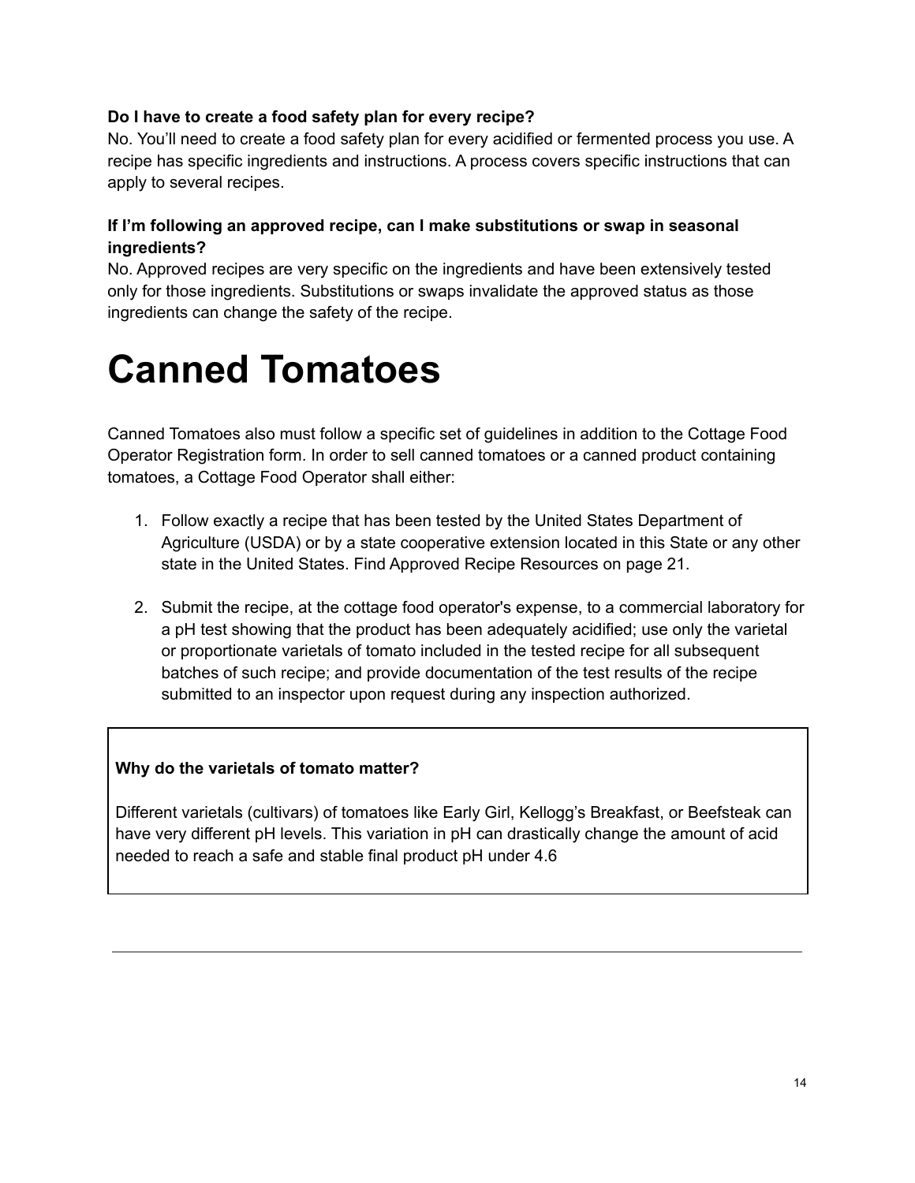**Do I have to create a food safety plan for every recipe?**
No. You'll need to create a food safety plan for every acidified or fermented process you use. A recipe has specific ingredients and instructions. A process covers specific instructions that can apply to several recipes.

**If I'm following an approved recipe, can I make substitutions or swap in seasonal ingredients?**
No. Approved recipes are very specific on the ingredients and have been extensively tested only for those ingredients. Substitutions or swaps invalidate the approved status as those ingredients can change the safety of the recipe.

# Canned Tomatoes

Canned Tomatoes also must follow a specific set of guidelines in addition to the Cottage Food Operator Registration form. In order to sell canned tomatoes or a canned product containing tomatoes, a Cottage Food Operator shall either:

1. Follow exactly a recipe that has been tested by the United States Department of Agriculture (USDA) or by a state cooperative extension located in this State or any other state in the United States. Find Approved Recipe Resources on page 21.

2. Submit the recipe, at the cottage food operator's expense, to a commercial laboratory for a pH test showing that the product has been adequately acidified; use only the varietal or proportionate varietals of tomato included in the tested recipe for all subsequent batches of such recipe; and provide documentation of the test results of the recipe submitted to an inspector upon request during any inspection authorized.

**Why do the varietals of tomato matter?**

Different varietals (cultivars) of tomatoes like Early Girl, Kellogg's Breakfast, or Beefsteak can have very different pH levels. This variation in pH can drastically change the amount of acid needed to reach a safe and stable final product pH under 4.6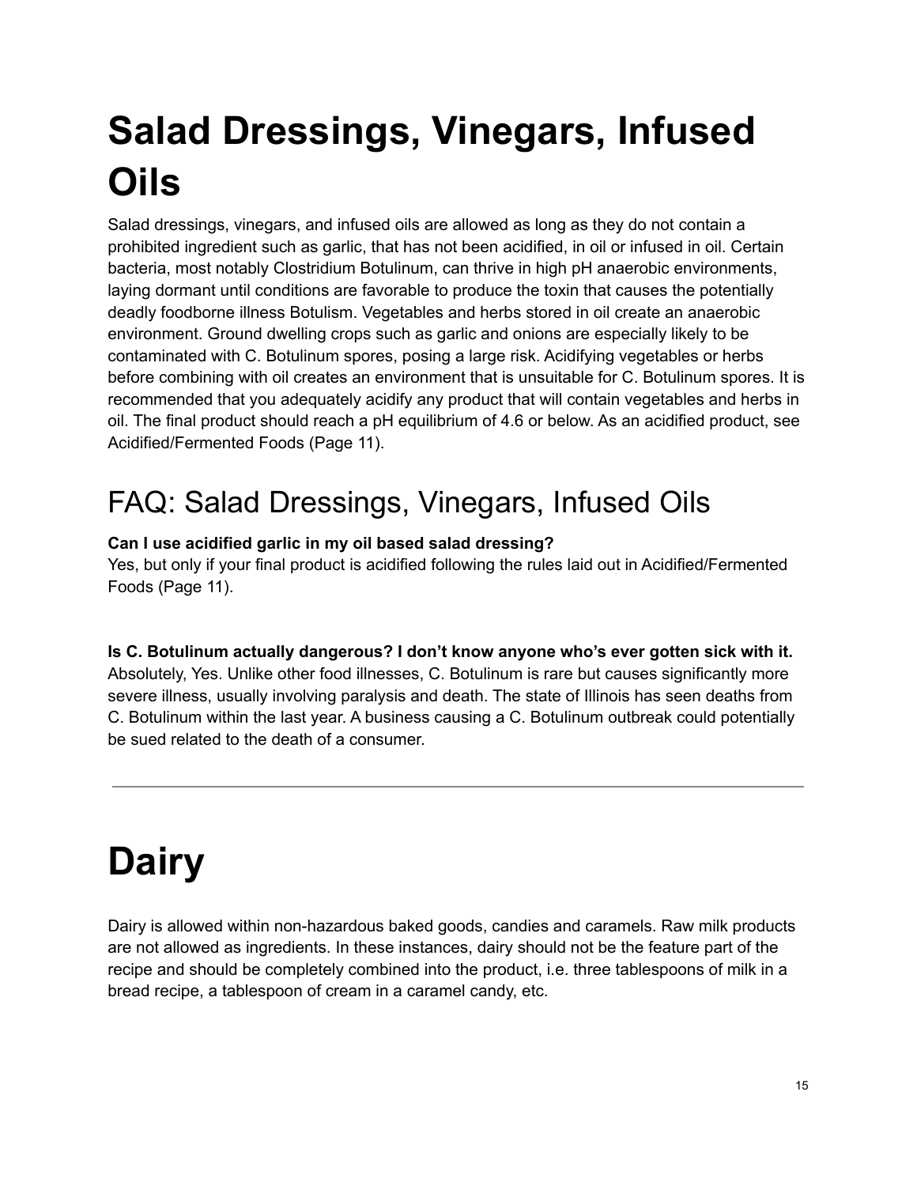# Salad Dressings, Vinegars, Infused Oils

Salad dressings, vinegars, and infused oils are allowed as long as they do not contain a prohibited ingredient such as garlic, that has not been acidified, in oil or infused in oil. Certain bacteria, most notably Clostridium Botulinum, can thrive in high pH anaerobic environments, laying dormant until conditions are favorable to produce the toxin that causes the potentially deadly foodborne illness Botulism. Vegetables and herbs stored in oil create an anaerobic environment. Ground dwelling crops such as garlic and onions are especially likely to be contaminated with C. Botulinum spores, posing a large risk. Acidifying vegetables or herbs before combining with oil creates an environment that is unsuitable for C. Botulinum spores. It is recommended that you adequately acidify any product that will contain vegetables and herbs in oil. The final product should reach a pH equilibrium of 4.6 or below. As an acidified product, see Acidified/Fermented Foods (Page 11).

## FAQ: Salad Dressings, Vinegars, Infused Oils

**Can I use acidified garlic in my oil based salad dressing?**
Yes, but only if your final product is acidified following the rules laid out in Acidified/Fermented Foods (Page 11).

**Is C. Botulinum actually dangerous? I don't know anyone who's ever gotten sick with it.**
Absolutely, Yes. Unlike other food illnesses, C. Botulinum is rare but causes significantly more severe illness, usually involving paralysis and death. The state of Illinois has seen deaths from C. Botulinum within the last year. A business causing a C. Botulinum outbreak could potentially be sued related to the death of a consumer.

---

# Dairy

Dairy is allowed within non-hazardous baked goods, candies and caramels. Raw milk products are not allowed as ingredients. In these instances, dairy should not be the feature part of the recipe and should be completely combined into the product, i.e. three tablespoons of milk in a bread recipe, a tablespoon of cream in a caramel candy, etc.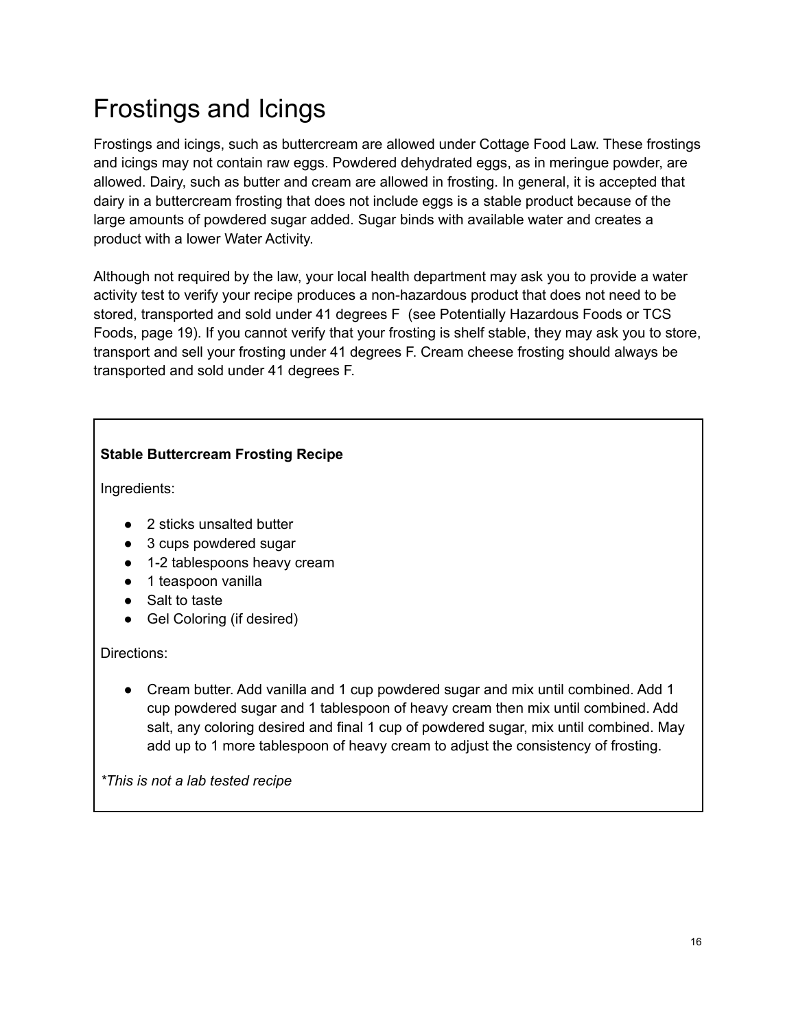# Frostings and Icings

Frostings and icings, such as buttercream are allowed under Cottage Food Law. These frostings and icings may not contain raw eggs. Powdered dehydrated eggs, as in meringue powder, are allowed. Dairy, such as butter and cream are allowed in frosting. In general, it is accepted that dairy in a buttercream frosting that does not include eggs is a stable product because of the large amounts of powdered sugar added. Sugar binds with available water and creates a product with a lower Water Activity.

Although not required by the law, your local health department may ask you to provide a water activity test to verify your recipe produces a non-hazardous product that does not need to be stored, transported and sold under 41 degrees F (see Potentially Hazardous Foods or TCS Foods, page 19). If you cannot verify that your frosting is shelf stable, they may ask you to store, transport and sell your frosting under 41 degrees F. Cream cheese frosting should always be transported and sold under 41 degrees F.

**Stable Buttercream Frosting Recipe**

Ingredients:

- 2 sticks unsalted butter
- 3 cups powdered sugar
- 1-2 tablespoons heavy cream
- 1 teaspoon vanilla
- Salt to taste
- Gel Coloring (if desired)

Directions:

- Cream butter. Add vanilla and 1 cup powdered sugar and mix until combined. Add 1 cup powdered sugar and 1 tablespoon of heavy cream then mix until combined. Add salt, any coloring desired and final 1 cup of powdered sugar, mix until combined. May add up to 1 more tablespoon of heavy cream to adjust the consistency of frosting.

*\*This is not a lab tested recipe*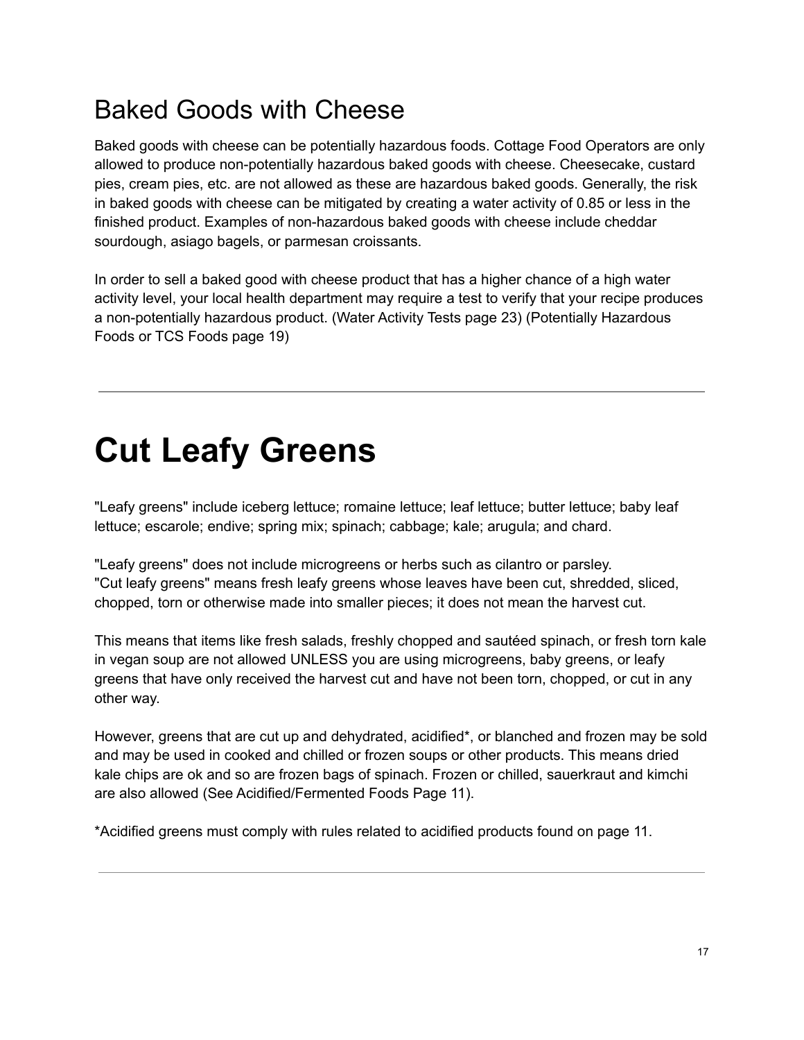## Baked Goods with Cheese

Baked goods with cheese can be potentially hazardous foods. Cottage Food Operators are only allowed to produce non-potentially hazardous baked goods with cheese. Cheesecake, custard pies, cream pies, etc. are not allowed as these are hazardous baked goods. Generally, the risk in baked goods with cheese can be mitigated by creating a water activity of 0.85 or less in the finished product. Examples of non-hazardous baked goods with cheese include cheddar sourdough, asiago bagels, or parmesan croissants.

In order to sell a baked good with cheese product that has a higher chance of a high water activity level, your local health department may require a test to verify that your recipe produces a non-potentially hazardous product. (Water Activity Tests page 23) (Potentially Hazardous Foods or TCS Foods page 19)

---

# Cut Leafy Greens

"Leafy greens" include iceberg lettuce; romaine lettuce; leaf lettuce; butter lettuce; baby leaf lettuce; escarole; endive; spring mix; spinach; cabbage; kale; arugula; and chard.

"Leafy greens" does not include microgreens or herbs such as cilantro or parsley.
"Cut leafy greens" means fresh leafy greens whose leaves have been cut, shredded, sliced, chopped, torn or otherwise made into smaller pieces; it does not mean the harvest cut.

This means that items like fresh salads, freshly chopped and sautéed spinach, or fresh torn kale in vegan soup are not allowed UNLESS you are using microgreens, baby greens, or leafy greens that have only received the harvest cut and have not been torn, chopped, or cut in any other way.

However, greens that are cut up and dehydrated, acidified*, or blanched and frozen may be sold and may be used in cooked and chilled or frozen soups or other products. This means dried kale chips are ok and so are frozen bags of spinach. Frozen or chilled, sauerkraut and kimchi are also allowed (See Acidified/Fermented Foods Page 11).

*Acidified greens must comply with rules related to acidified products found on page 11.

---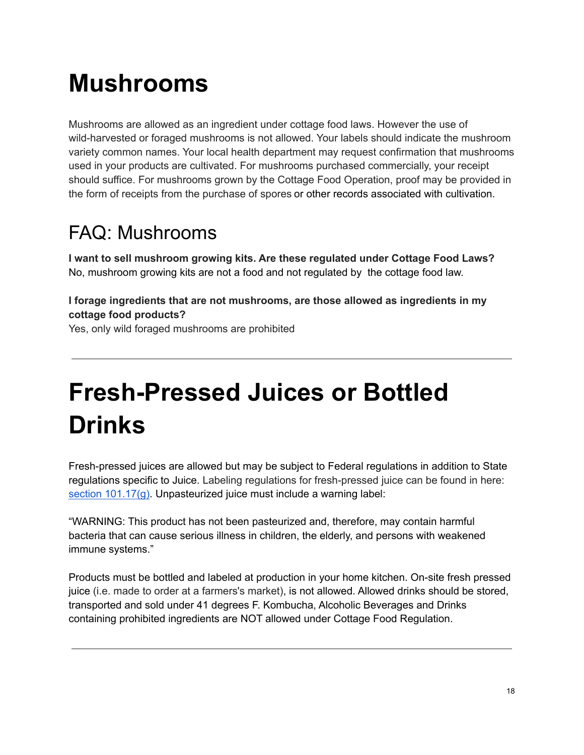# Mushrooms

Mushrooms are allowed as an ingredient under cottage food laws. However the use of wild-harvested or foraged mushrooms is not allowed. Your labels should indicate the mushroom variety common names. Your local health department may request confirmation that mushrooms used in your products are cultivated. For mushrooms purchased commercially, your receipt should suffice. For mushrooms grown by the Cottage Food Operation, proof may be provided in the form of receipts from the purchase of spores or other records associated with cultivation.

## FAQ: Mushrooms

**I want to sell mushroom growing kits. Are these regulated under Cottage Food Laws?**
No, mushroom growing kits are not a food and not regulated by the cottage food law.

**I forage ingredients that are not mushrooms, are those allowed as ingredients in my cottage food products?**
Yes, only wild foraged mushrooms are prohibited

---

# Fresh-Pressed Juices or Bottled Drinks

Fresh-pressed juices are allowed but may be subject to Federal regulations in addition to State regulations specific to Juice. Labeling regulations for fresh-pressed juice can be found in here: [section 101.17(g)](). Unpasteurized juice must include a warning label:

"WARNING: This product has not been pasteurized and, therefore, may contain harmful bacteria that can cause serious illness in children, the elderly, and persons with weakened immune systems."

Products must be bottled and labeled at production in your home kitchen. On-site fresh pressed juice (i.e. made to order at a farmers's market), is not allowed. Allowed drinks should be stored, transported and sold under 41 degrees F. Kombucha, Alcoholic Beverages and Drinks containing prohibited ingredients are NOT allowed under Cottage Food Regulation.

---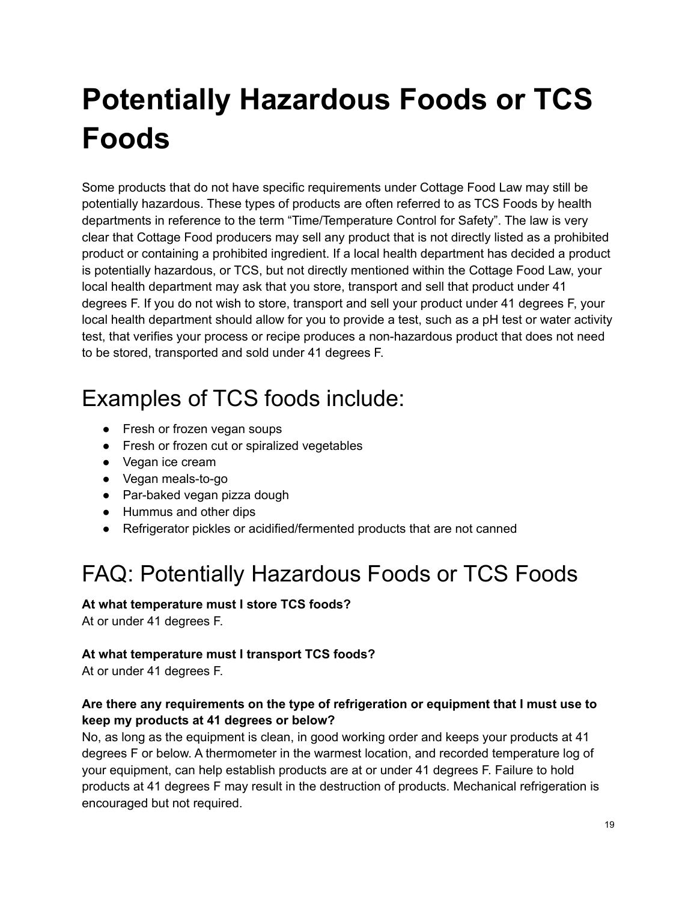# Potentially Hazardous Foods or TCS Foods

Some products that do not have specific requirements under Cottage Food Law may still be potentially hazardous. These types of products are often referred to as TCS Foods by health departments in reference to the term “Time/Temperature Control for Safety”. The law is very clear that Cottage Food producers may sell any product that is not directly listed as a prohibited product or containing a prohibited ingredient. If a local health department has decided a product is potentially hazardous, or TCS, but not directly mentioned within the Cottage Food Law, your local health department may ask that you store, transport and sell that product under 41 degrees F. If you do not wish to store, transport and sell your product under 41 degrees F, your local health department should allow for you to provide a test, such as a pH test or water activity test, that verifies your process or recipe produces a non-hazardous product that does not need to be stored, transported and sold under 41 degrees F.

## Examples of TCS foods include:

- Fresh or frozen vegan soups
- Fresh or frozen cut or spiralized vegetables
- Vegan ice cream
- Vegan meals-to-go
- Par-baked vegan pizza dough
- Hummus and other dips
- Refrigerator pickles or acidified/fermented products that are not canned

## FAQ: Potentially Hazardous Foods or TCS Foods

**At what temperature must I store TCS foods?**
At or under 41 degrees F.

**At what temperature must I transport TCS foods?**
At or under 41 degrees F.

**Are there any requirements on the type of refrigeration or equipment that I must use to keep my products at 41 degrees or below?**
No, as long as the equipment is clean, in good working order and keeps your products at 41 degrees F or below. A thermometer in the warmest location, and recorded temperature log of your equipment, can help establish products are at or under 41 degrees F. Failure to hold products at 41 degrees F may result in the destruction of products. Mechanical refrigeration is encouraged but not required.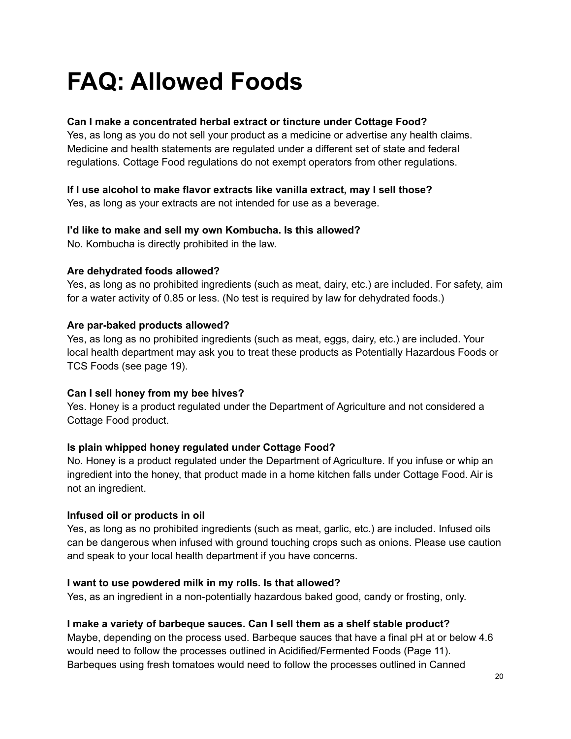# FAQ: Allowed Foods

**Can I make a concentrated herbal extract or tincture under Cottage Food?**
Yes, as long as you do not sell your product as a medicine or advertise any health claims. Medicine and health statements are regulated under a different set of state and federal regulations. Cottage Food regulations do not exempt operators from other regulations.

**If I use alcohol to make flavor extracts like vanilla extract, may I sell those?**
Yes, as long as your extracts are not intended for use as a beverage.

**I'd like to make and sell my own Kombucha. Is this allowed?**
No. Kombucha is directly prohibited in the law.

**Are dehydrated foods allowed?**
Yes, as long as no prohibited ingredients (such as meat, dairy, etc.) are included. For safety, aim for a water activity of 0.85 or less. (No test is required by law for dehydrated foods.)

**Are par-baked products allowed?**
Yes, as long as no prohibited ingredients (such as meat, eggs, dairy, etc.) are included. Your local health department may ask you to treat these products as Potentially Hazardous Foods or TCS Foods (see page 19).

**Can I sell honey from my bee hives?**
Yes. Honey is a product regulated under the Department of Agriculture and not considered a Cottage Food product.

**Is plain whipped honey regulated under Cottage Food?**
No. Honey is a product regulated under the Department of Agriculture. If you infuse or whip an ingredient into the honey, that product made in a home kitchen falls under Cottage Food. Air is not an ingredient.

**Infused oil or products in oil**
Yes, as long as no prohibited ingredients (such as meat, garlic, etc.) are included. Infused oils can be dangerous when infused with ground touching crops such as onions. Please use caution and speak to your local health department if you have concerns.

**I want to use powdered milk in my rolls. Is that allowed?**
Yes, as an ingredient in a non-potentially hazardous baked good, candy or frosting, only.

**I make a variety of barbeque sauces. Can I sell them as a shelf stable product?**
Maybe, depending on the process used. Barbeque sauces that have a final pH at or below 4.6 would need to follow the processes outlined in Acidified/Fermented Foods (Page 11). Barbeques using fresh tomatoes would need to follow the processes outlined in Canned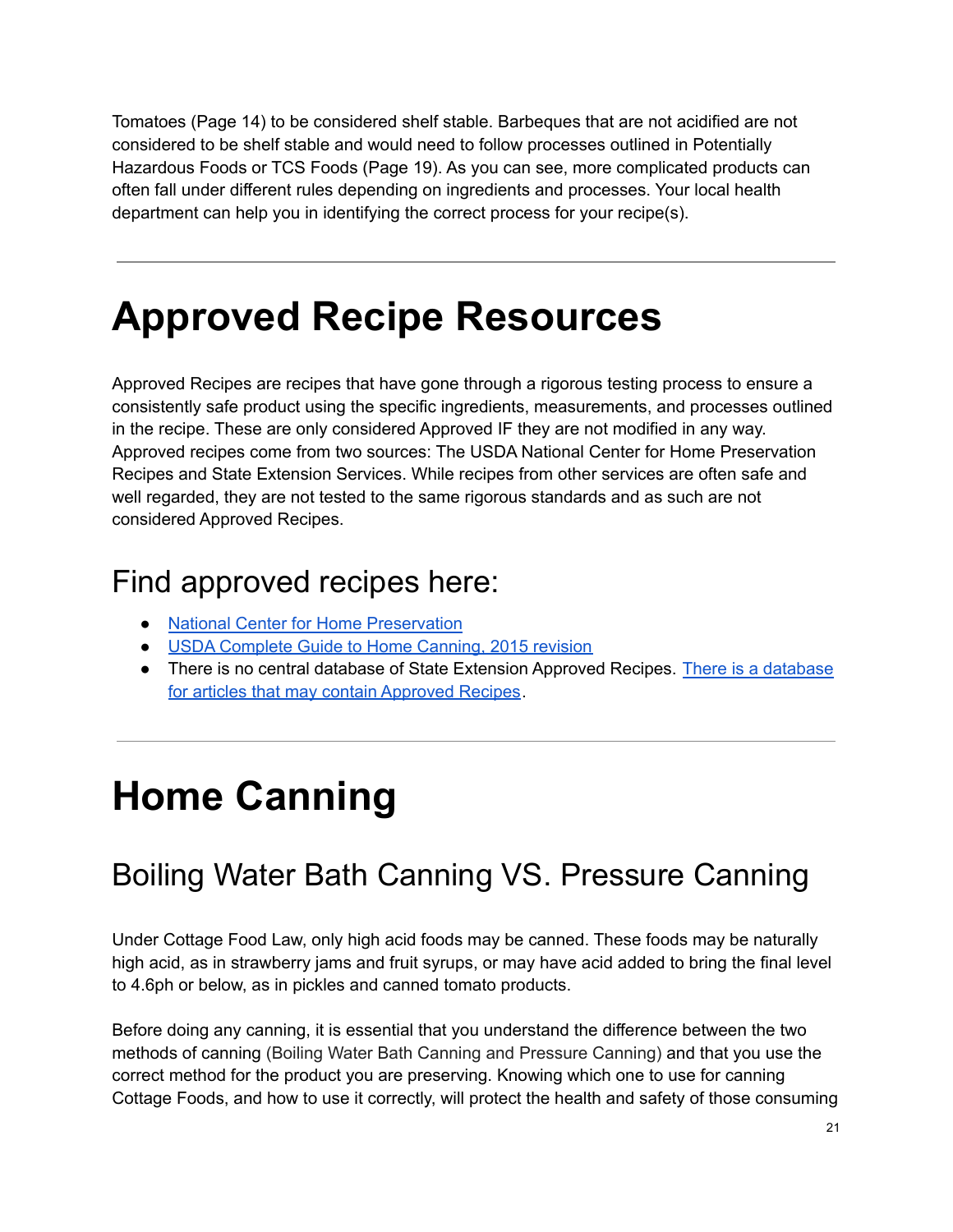Tomatoes (Page 14) to be considered shelf stable. Barbeques that are not acidified are not considered to be shelf stable and would need to follow processes outlined in Potentially Hazardous Foods or TCS Foods (Page 19). As you can see, more complicated products can often fall under different rules depending on ingredients and processes. Your local health department can help you in identifying the correct process for your recipe(s).

---

# Approved Recipe Resources

Approved Recipes are recipes that have gone through a rigorous testing process to ensure a consistently safe product using the specific ingredients, measurements, and processes outlined in the recipe. These are only considered Approved IF they are not modified in any way. Approved recipes come from two sources: The USDA National Center for Home Preservation Recipes and State Extension Services. While recipes from other services are often safe and well regarded, they are not tested to the same rigorous standards and as such are not considered Approved Recipes.

## Find approved recipes here:

- National Center for Home Preservation
- USDA Complete Guide to Home Canning, 2015 revision
- There is no central database of State Extension Approved Recipes. There is a database for articles that may contain Approved Recipes.

---

# Home Canning

## Boiling Water Bath Canning VS. Pressure Canning

Under Cottage Food Law, only high acid foods may be canned. These foods may be naturally high acid, as in strawberry jams and fruit syrups, or may have acid added to bring the final level to 4.6ph or below, as in pickles and canned tomato products.

Before doing any canning, it is essential that you understand the difference between the two methods of canning (Boiling Water Bath Canning and Pressure Canning) and that you use the correct method for the product you are preserving. Knowing which one to use for canning Cottage Foods, and how to use it correctly, will protect the health and safety of those consuming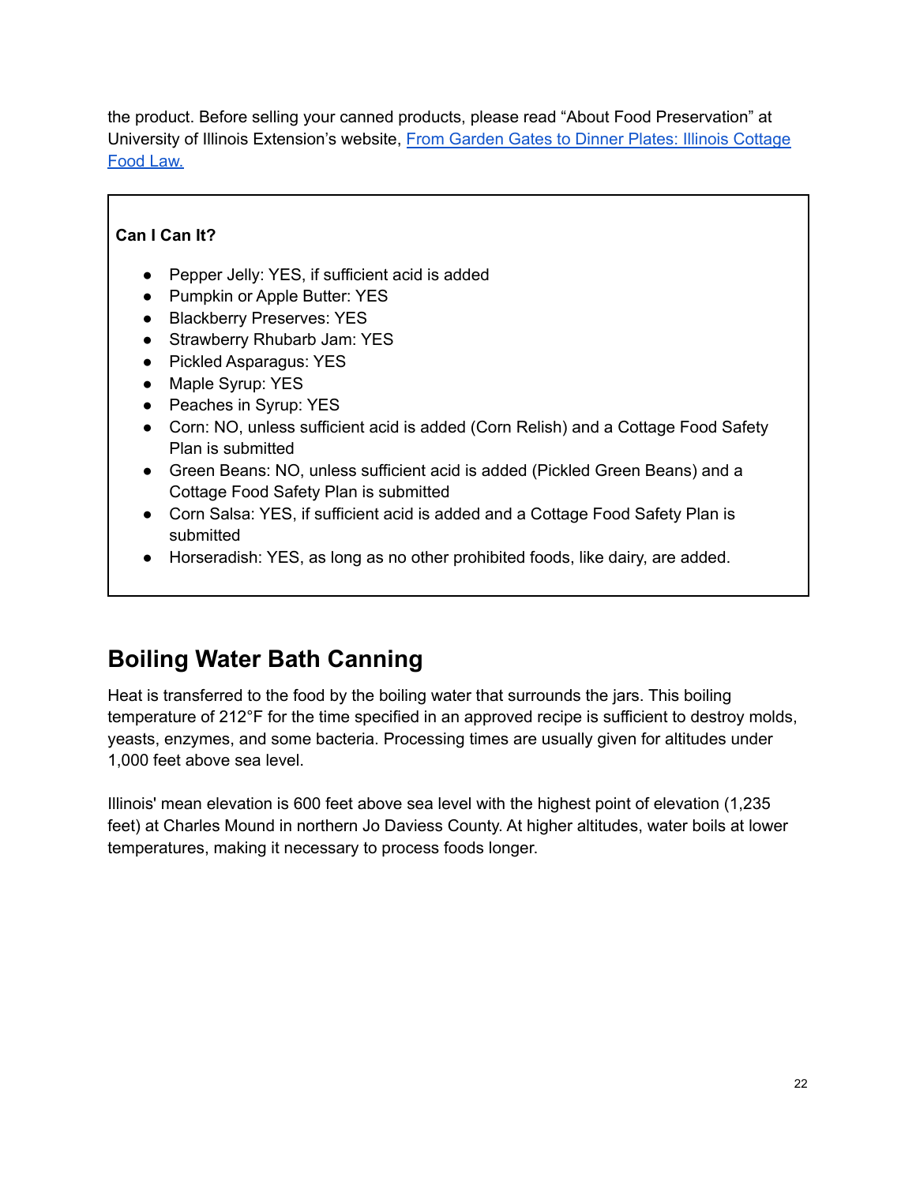the product. Before selling your canned products, please read "About Food Preservation" at University of Illinois Extension's website, [From Garden Gates to Dinner Plates: Illinois Cottage Food Law.]()

**Can I Can It?**

- Pepper Jelly: YES, if sufficient acid is added
- Pumpkin or Apple Butter: YES
- Blackberry Preserves: YES
- Strawberry Rhubarb Jam: YES
- Pickled Asparagus: YES
- Maple Syrup: YES
- Peaches in Syrup: YES
- Corn: NO, unless sufficient acid is added (Corn Relish) and a Cottage Food Safety Plan is submitted
- Green Beans: NO, unless sufficient acid is added (Pickled Green Beans) and a Cottage Food Safety Plan is submitted
- Corn Salsa: YES, if sufficient acid is added and a Cottage Food Safety Plan is submitted
- Horseradish: YES, as long as no other prohibited foods, like dairy, are added.

## Boiling Water Bath Canning

Heat is transferred to the food by the boiling water that surrounds the jars. This boiling temperature of 212°F for the time specified in an approved recipe is sufficient to destroy molds, yeasts, enzymes, and some bacteria. Processing times are usually given for altitudes under 1,000 feet above sea level.

Illinois' mean elevation is 600 feet above sea level with the highest point of elevation (1,235 feet) at Charles Mound in northern Jo Daviess County. At higher altitudes, water boils at lower temperatures, making it necessary to process foods longer.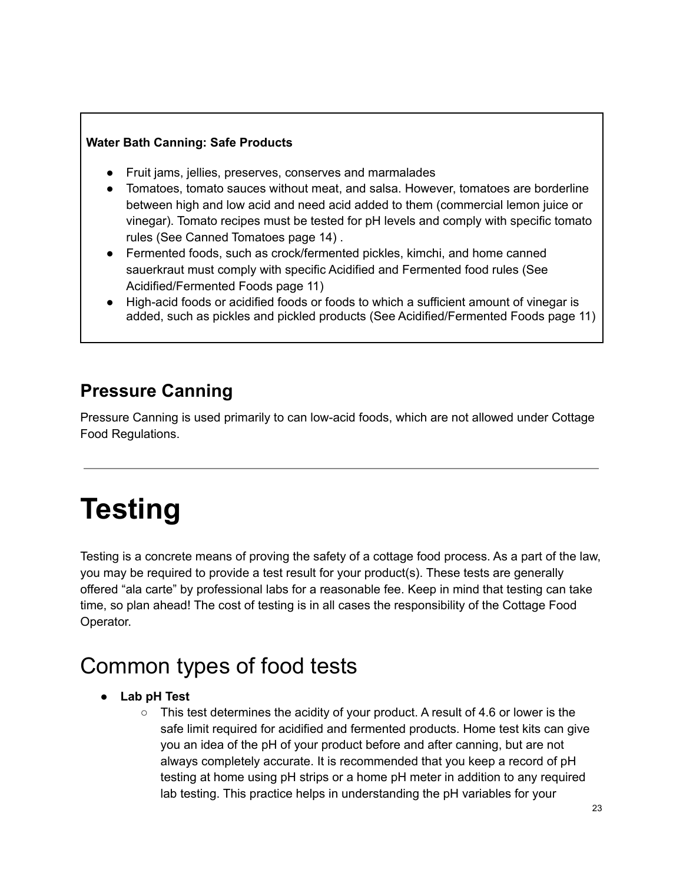**Water Bath Canning: Safe Products**

- Fruit jams, jellies, preserves, conserves and marmalades
- Tomatoes, tomato sauces without meat, and salsa. However, tomatoes are borderline between high and low acid and need acid added to them (commercial lemon juice or vinegar). Tomato recipes must be tested for pH levels and comply with specific tomato rules (See Canned Tomatoes page 14) .
- Fermented foods, such as crock/fermented pickles, kimchi, and home canned sauerkraut must comply with specific Acidified and Fermented food rules (See Acidified/Fermented Foods page 11)
- High-acid foods or acidified foods or foods to which a sufficient amount of vinegar is added, such as pickles and pickled products (See Acidified/Fermented Foods page 11)

## Pressure Canning

Pressure Canning is used primarily to can low-acid foods, which are not allowed under Cottage Food Regulations.

---

# Testing

Testing is a concrete means of proving the safety of a cottage food process. As a part of the law, you may be required to provide a test result for your product(s). These tests are generally offered "ala carte" by professional labs for a reasonable fee. Keep in mind that testing can take time, so plan ahead! The cost of testing is in all cases the responsibility of the Cottage Food Operator.

## Common types of food tests

- **Lab pH Test**
  - This test determines the acidity of your product. A result of 4.6 or lower is the safe limit required for acidified and fermented products. Home test kits can give you an idea of the pH of your product before and after canning, but are not always completely accurate. It is recommended that you keep a record of pH testing at home using pH strips or a home pH meter in addition to any required lab testing. This practice helps in understanding the pH variables for your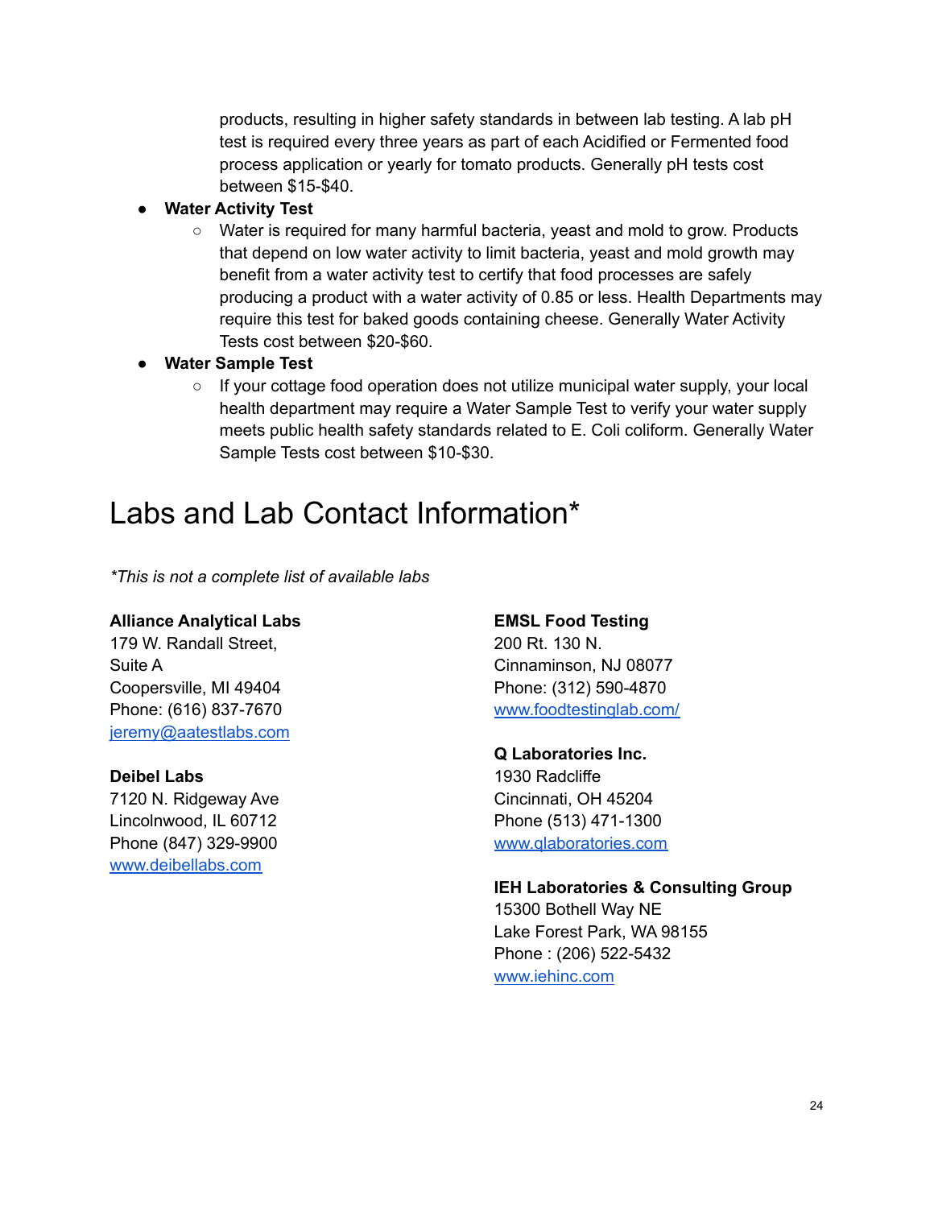products, resulting in higher safety standards in between lab testing. A lab pH test is required every three years as part of each Acidified or Fermented food process application or yearly for tomato products. Generally pH tests cost between $15-$40.

- **Water Activity Test**
  - Water is required for many harmful bacteria, yeast and mold to grow. Products that depend on low water activity to limit bacteria, yeast and mold growth may benefit from a water activity test to certify that food processes are safely producing a product with a water activity of 0.85 or less. Health Departments may require this test for baked goods containing cheese. Generally Water Activity Tests cost between $20-$60.
- **Water Sample Test**
  - If your cottage food operation does not utilize municipal water supply, your local health department may require a Water Sample Test to verify your water supply meets public health safety standards related to E. Coli coliform. Generally Water Sample Tests cost between $10-$30.

# Labs and Lab Contact Information*

*\*This is not a complete list of available labs*

**Alliance Analytical Labs**
179 W. Randall Street,
Suite A
Coopersville, MI 49404
Phone: (616) 837-7670
[jeremy@aatestlabs.com](mailto:jeremy@aatestlabs.com)

**Deibel Labs**
7120 N. Ridgeway Ave
Lincolnwood, IL 60712
Phone (847) 329-9900
[www.deibellabs.com](http://www.deibellabs.com)

**EMSL Food Testing**
200 Rt. 130 N.
Cinnaminson, NJ 08077
Phone: (312) 590-4870
[www.foodtestinglab.com/](http://www.foodtestinglab.com/)

**Q Laboratories Inc.**
1930 Radcliffe
Cincinnati, OH 45204
Phone (513) 471-1300
[www.qlaboratories.com](http://www.qlaboratories.com)

**IEH Laboratories & Consulting Group**
15300 Bothell Way NE
Lake Forest Park, WA 98155
Phone : (206) 522-5432
[www.iehinc.com](http://www.iehinc.com)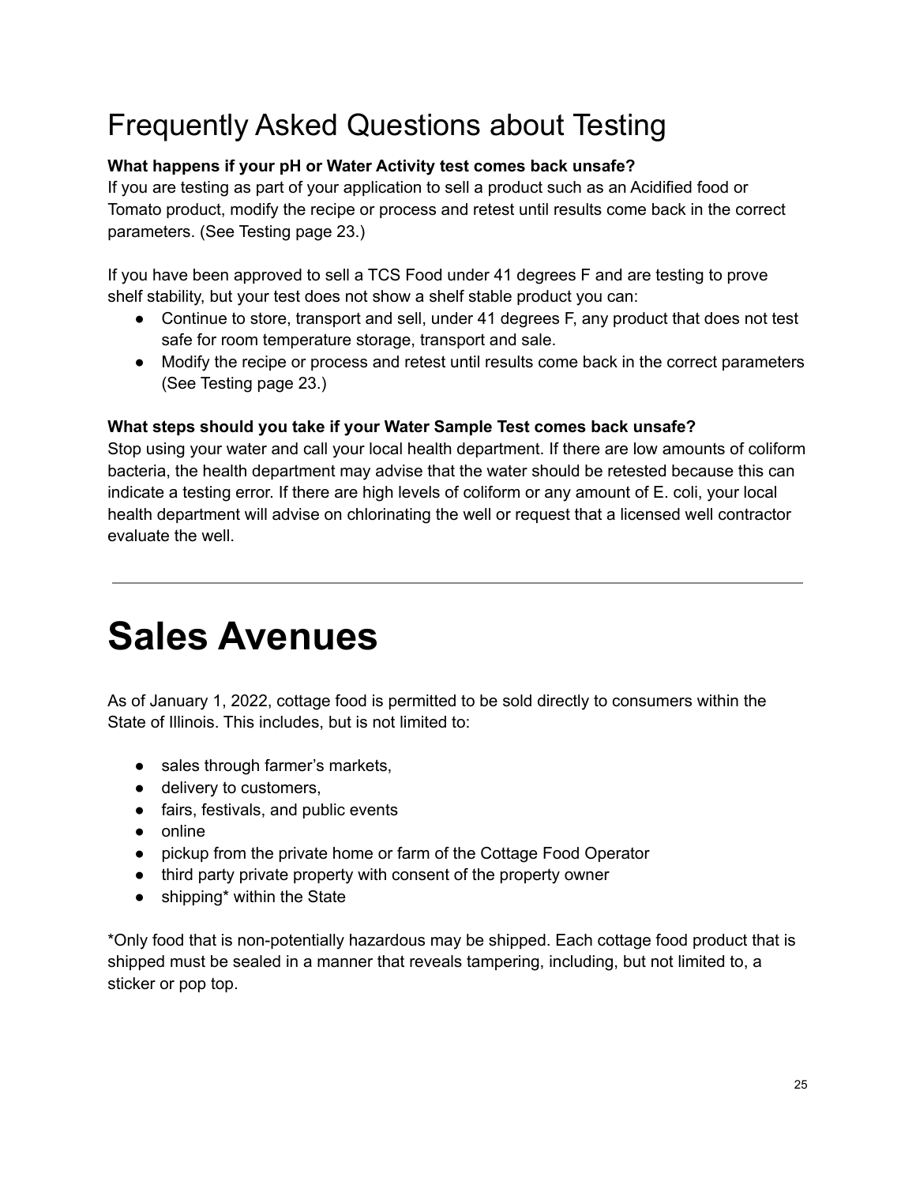## Frequently Asked Questions about Testing

**What happens if your pH or Water Activity test comes back unsafe?**
If you are testing as part of your application to sell a product such as an Acidified food or Tomato product, modify the recipe or process and retest until results come back in the correct parameters. (See Testing page 23.)

If you have been approved to sell a TCS Food under 41 degrees F and are testing to prove shelf stability, but your test does not show a shelf stable product you can:

- Continue to store, transport and sell, under 41 degrees F, any product that does not test safe for room temperature storage, transport and sale.
- Modify the recipe or process and retest until results come back in the correct parameters (See Testing page 23.)

**What steps should you take if your Water Sample Test comes back unsafe?**
Stop using your water and call your local health department. If there are low amounts of coliform bacteria, the health department may advise that the water should be retested because this can indicate a testing error. If there are high levels of coliform or any amount of E. coli, your local health department will advise on chlorinating the well or request that a licensed well contractor evaluate the well.

---

# Sales Avenues

As of January 1, 2022, cottage food is permitted to be sold directly to consumers within the State of Illinois. This includes, but is not limited to:

- sales through farmer's markets,
- delivery to customers,
- fairs, festivals, and public events
- online
- pickup from the private home or farm of the Cottage Food Operator
- third party private property with consent of the property owner
- shipping* within the State

*Only food that is non-potentially hazardous may be shipped. Each cottage food product that is shipped must be sealed in a manner that reveals tampering, including, but not limited to, a sticker or pop top.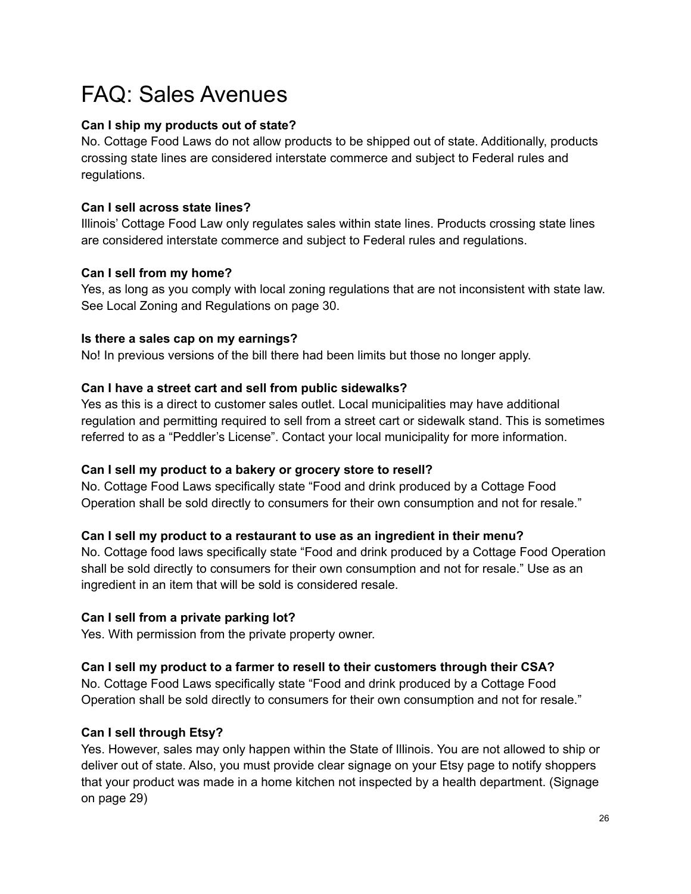# FAQ: Sales Avenues

**Can I ship my products out of state?**
No. Cottage Food Laws do not allow products to be shipped out of state. Additionally, products crossing state lines are considered interstate commerce and subject to Federal rules and regulations.

**Can I sell across state lines?**
Illinois' Cottage Food Law only regulates sales within state lines. Products crossing state lines are considered interstate commerce and subject to Federal rules and regulations.

**Can I sell from my home?**
Yes, as long as you comply with local zoning regulations that are not inconsistent with state law. See Local Zoning and Regulations on page 30.

**Is there a sales cap on my earnings?**
No! In previous versions of the bill there had been limits but those no longer apply.

**Can I have a street cart and sell from public sidewalks?**
Yes as this is a direct to customer sales outlet. Local municipalities may have additional regulation and permitting required to sell from a street cart or sidewalk stand. This is sometimes referred to as a "Peddler's License". Contact your local municipality for more information.

**Can I sell my product to a bakery or grocery store to resell?**
No. Cottage Food Laws specifically state "Food and drink produced by a Cottage Food Operation shall be sold directly to consumers for their own consumption and not for resale."

**Can I sell my product to a restaurant to use as an ingredient in their menu?**
No. Cottage food laws specifically state "Food and drink produced by a Cottage Food Operation shall be sold directly to consumers for their own consumption and not for resale." Use as an ingredient in an item that will be sold is considered resale.

**Can I sell from a private parking lot?**
Yes. With permission from the private property owner.

**Can I sell my product to a farmer to resell to their customers through their CSA?**
No. Cottage Food Laws specifically state "Food and drink produced by a Cottage Food Operation shall be sold directly to consumers for their own consumption and not for resale."

**Can I sell through Etsy?**
Yes. However, sales may only happen within the State of Illinois. You are not allowed to ship or deliver out of state. Also, you must provide clear signage on your Etsy page to notify shoppers that your product was made in a home kitchen not inspected by a health department. (Signage on page 29)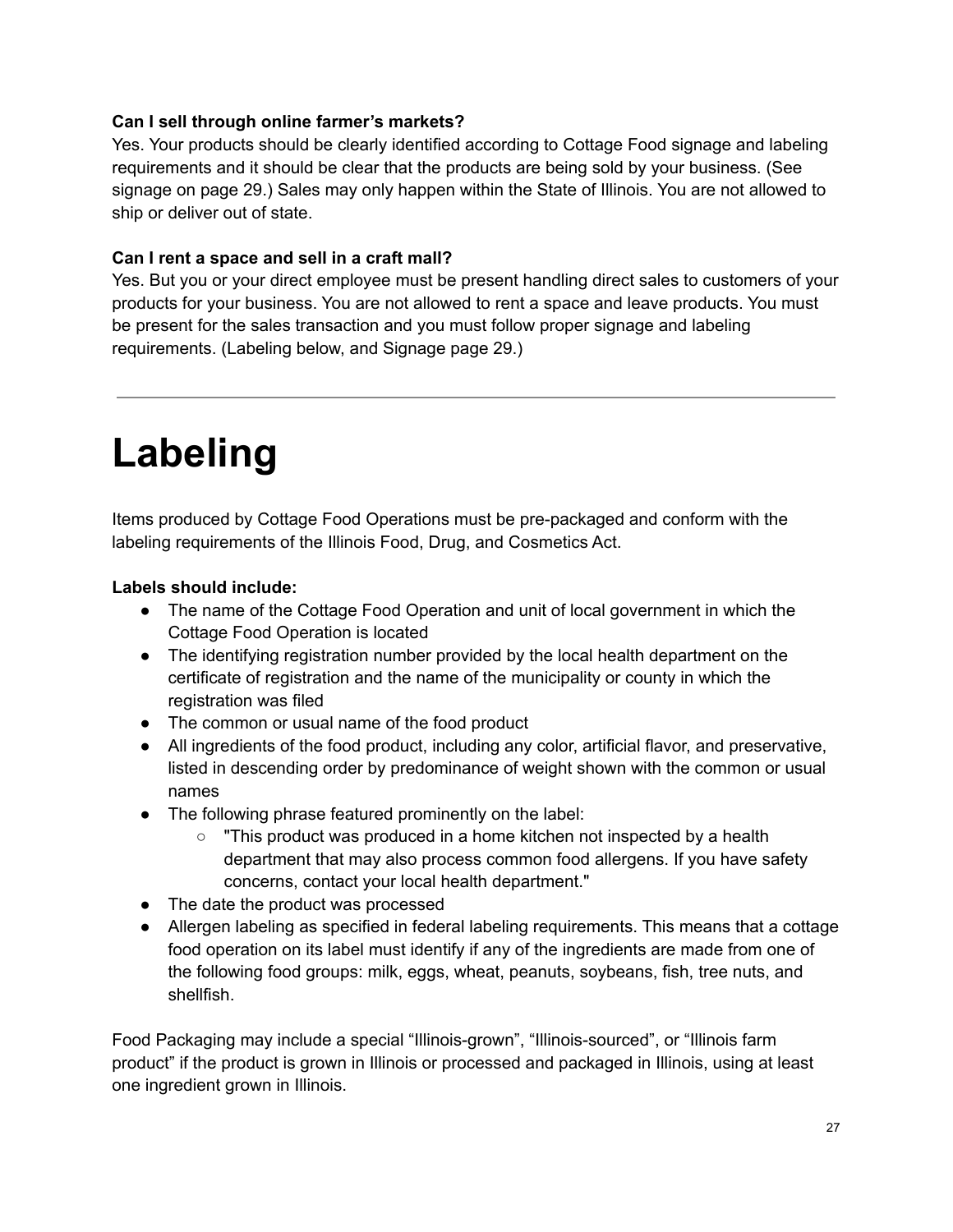**Can I sell through online farmer's markets?**
Yes. Your products should be clearly identified according to Cottage Food signage and labeling requirements and it should be clear that the products are being sold by your business. (See signage on page 29.) Sales may only happen within the State of Illinois. You are not allowed to ship or deliver out of state.

**Can I rent a space and sell in a craft mall?**
Yes. But you or your direct employee must be present handling direct sales to customers of your products for your business. You are not allowed to rent a space and leave products. You must be present for the sales transaction and you must follow proper signage and labeling requirements. (Labeling below, and Signage page 29.)

---

# Labeling

Items produced by Cottage Food Operations must be pre-packaged and conform with the labeling requirements of the Illinois Food, Drug, and Cosmetics Act.

**Labels should include:**

- The name of the Cottage Food Operation and unit of local government in which the Cottage Food Operation is located
- The identifying registration number provided by the local health department on the certificate of registration and the name of the municipality or county in which the registration was filed
- The common or usual name of the food product
- All ingredients of the food product, including any color, artificial flavor, and preservative, listed in descending order by predominance of weight shown with the common or usual names
- The following phrase featured prominently on the label:
  - "This product was produced in a home kitchen not inspected by a health department that may also process common food allergens. If you have safety concerns, contact your local health department."
- The date the product was processed
- Allergen labeling as specified in federal labeling requirements. This means that a cottage food operation on its label must identify if any of the ingredients are made from one of the following food groups: milk, eggs, wheat, peanuts, soybeans, fish, tree nuts, and shellfish.

Food Packaging may include a special "Illinois-grown", "Illinois-sourced", or "Illinois farm product" if the product is grown in Illinois or processed and packaged in Illinois, using at least one ingredient grown in Illinois.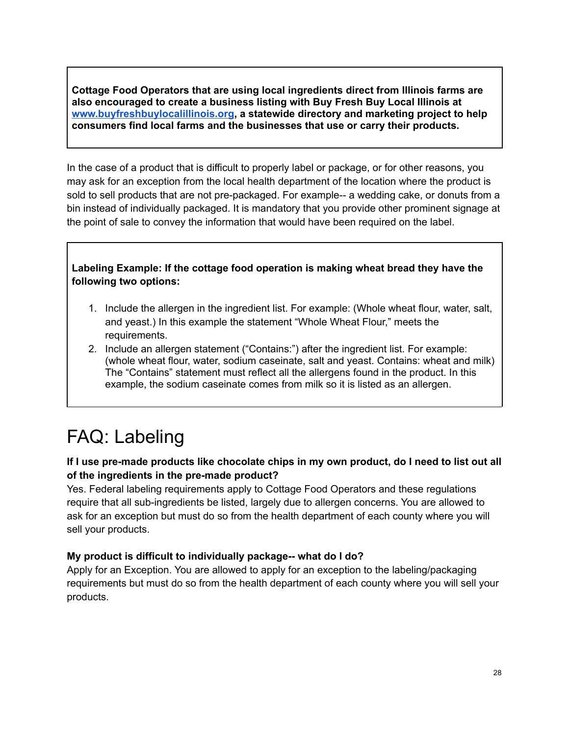**Cottage Food Operators that are using local ingredients direct from Illinois farms are also encouraged to create a business listing with Buy Fresh Buy Local Illinois at [www.buyfreshbuylocalillinois.org](http://www.buyfreshbuylocalillinois.org), a statewide directory and marketing project to help consumers find local farms and the businesses that use or carry their products.**

In the case of a product that is difficult to properly label or package, or for other reasons, you may ask for an exception from the local health department of the location where the product is sold to sell products that are not pre-packaged. For example-- a wedding cake, or donuts from a bin instead of individually packaged. It is mandatory that you provide other prominent signage at the point of sale to convey the information that would have been required on the label.

**Labeling Example: If the cottage food operation is making wheat bread they have the following two options:**

1. Include the allergen in the ingredient list. For example: (Whole wheat flour, water, salt, and yeast.) In this example the statement "Whole Wheat Flour," meets the requirements.
2. Include an allergen statement ("Contains:") after the ingredient list. For example: (whole wheat flour, water, sodium caseinate, salt and yeast. Contains: wheat and milk) The "Contains" statement must reflect all the allergens found in the product. In this example, the sodium caseinate comes from milk so it is listed as an allergen.

# FAQ: Labeling

**If I use pre-made products like chocolate chips in my own product, do I need to list out all of the ingredients in the pre-made product?**
Yes. Federal labeling requirements apply to Cottage Food Operators and these regulations require that all sub-ingredients be listed, largely due to allergen concerns. You are allowed to ask for an exception but must do so from the health department of each county where you will sell your products.

**My product is difficult to individually package-- what do I do?**
Apply for an Exception. You are allowed to apply for an exception to the labeling/packaging requirements but must do so from the health department of each county where you will sell your products.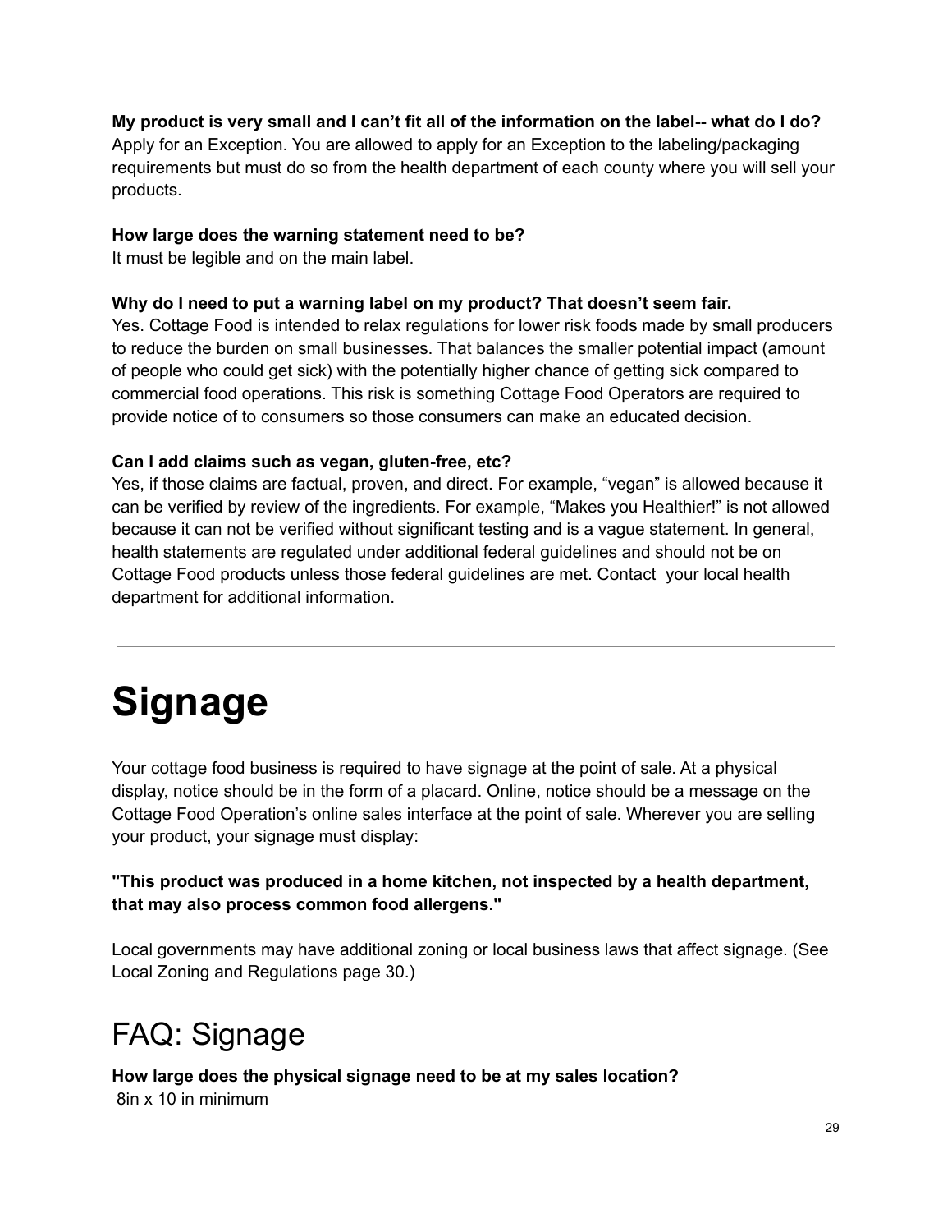**My product is very small and I can't fit all of the information on the label-- what do I do?**
Apply for an Exception. You are allowed to apply for an Exception to the labeling/packaging requirements but must do so from the health department of each county where you will sell your products.

**How large does the warning statement need to be?**
It must be legible and on the main label.

**Why do I need to put a warning label on my product? That doesn't seem fair.**
Yes. Cottage Food is intended to relax regulations for lower risk foods made by small producers to reduce the burden on small businesses. That balances the smaller potential impact (amount of people who could get sick) with the potentially higher chance of getting sick compared to commercial food operations. This risk is something Cottage Food Operators are required to provide notice of to consumers so those consumers can make an educated decision.

**Can I add claims such as vegan, gluten-free, etc?**
Yes, if those claims are factual, proven, and direct. For example, "vegan" is allowed because it can be verified by review of the ingredients. For example, "Makes you Healthier!" is not allowed because it can not be verified without significant testing and is a vague statement. In general, health statements are regulated under additional federal guidelines and should not be on Cottage Food products unless those federal guidelines are met. Contact your local health department for additional information.

---

# Signage

Your cottage food business is required to have signage at the point of sale. At a physical display, notice should be in the form of a placard. Online, notice should be a message on the Cottage Food Operation's online sales interface at the point of sale. Wherever you are selling your product, your signage must display:

**"This product was produced in a home kitchen, not inspected by a health department, that may also process common food allergens."**

Local governments may have additional zoning or local business laws that affect signage. (See Local Zoning and Regulations page 30.)

## FAQ: Signage

**How large does the physical signage need to be at my sales location?**
8in x 10 in minimum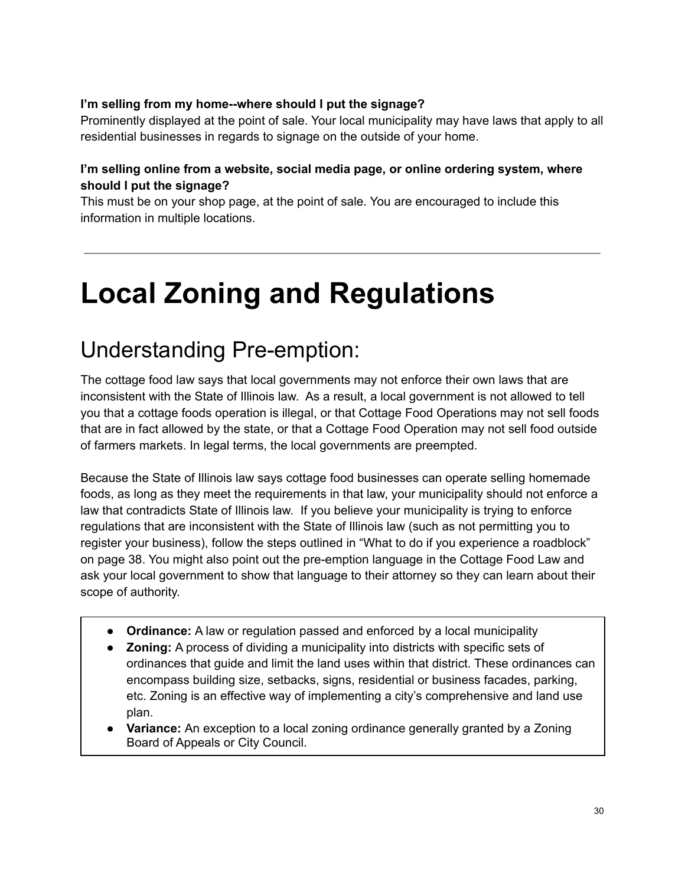**I'm selling from my home--where should I put the signage?**
Prominently displayed at the point of sale. Your local municipality may have laws that apply to all residential businesses in regards to signage on the outside of your home.

**I'm selling online from a website, social media page, or online ordering system, where should I put the signage?**
This must be on your shop page, at the point of sale. You are encouraged to include this information in multiple locations.

---

# Local Zoning and Regulations

## Understanding Pre-emption:

The cottage food law says that local governments may not enforce their own laws that are inconsistent with the State of Illinois law. As a result, a local government is not allowed to tell you that a cottage foods operation is illegal, or that Cottage Food Operations may not sell foods that are in fact allowed by the state, or that a Cottage Food Operation may not sell food outside of farmers markets. In legal terms, the local governments are preempted.

Because the State of Illinois law says cottage food businesses can operate selling homemade foods, as long as they meet the requirements in that law, your municipality should not enforce a law that contradicts State of Illinois law. If you believe your municipality is trying to enforce regulations that are inconsistent with the State of Illinois law (such as not permitting you to register your business), follow the steps outlined in "What to do if you experience a roadblock" on page 38. You might also point out the pre-emption language in the Cottage Food Law and ask your local government to show that language to their attorney so they can learn about their scope of authority.

- **Ordinance:** A law or regulation passed and enforced by a local municipality
- **Zoning:** A process of dividing a municipality into districts with specific sets of ordinances that guide and limit the land uses within that district. These ordinances can encompass building size, setbacks, signs, residential or business facades, parking, etc. Zoning is an effective way of implementing a city's comprehensive and land use plan.
- **Variance:** An exception to a local zoning ordinance generally granted by a Zoning Board of Appeals or City Council.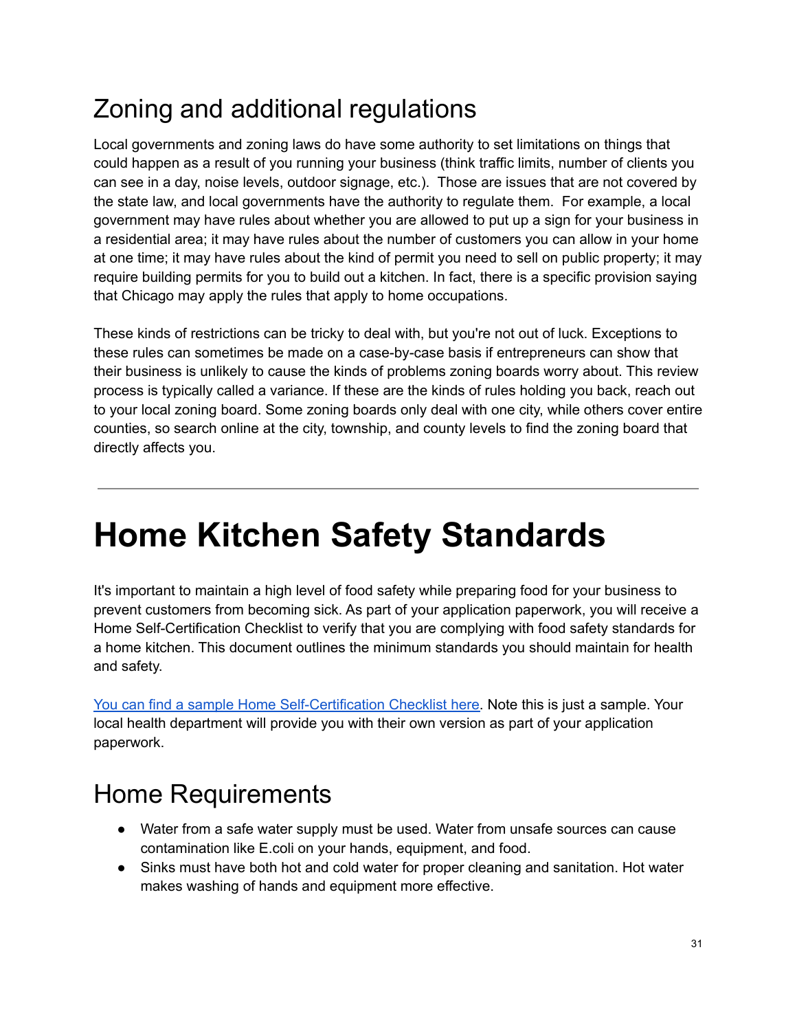## Zoning and additional regulations

Local governments and zoning laws do have some authority to set limitations on things that could happen as a result of you running your business (think traffic limits, number of clients you can see in a day, noise levels, outdoor signage, etc.). Those are issues that are not covered by the state law, and local governments have the authority to regulate them. For example, a local government may have rules about whether you are allowed to put up a sign for your business in a residential area; it may have rules about the number of customers you can allow in your home at one time; it may have rules about the kind of permit you need to sell on public property; it may require building permits for you to build out a kitchen. In fact, there is a specific provision saying that Chicago may apply the rules that apply to home occupations.

These kinds of restrictions can be tricky to deal with, but you're not out of luck. Exceptions to these rules can sometimes be made on a case-by-case basis if entrepreneurs can show that their business is unlikely to cause the kinds of problems zoning boards worry about. This review process is typically called a variance. If these are the kinds of rules holding you back, reach out to your local zoning board. Some zoning boards only deal with one city, while others cover entire counties, so search online at the city, township, and county levels to find the zoning board that directly affects you.

---

# Home Kitchen Safety Standards

It's important to maintain a high level of food safety while preparing food for your business to prevent customers from becoming sick. As part of your application paperwork, you will receive a Home Self-Certification Checklist to verify that you are complying with food safety standards for a home kitchen. This document outlines the minimum standards you should maintain for health and safety.

[You can find a sample Home Self-Certification Checklist here](). Note this is just a sample. Your local health department will provide you with their own version as part of your application paperwork.

## Home Requirements

- Water from a safe water supply must be used. Water from unsafe sources can cause contamination like E.coli on your hands, equipment, and food.
- Sinks must have both hot and cold water for proper cleaning and sanitation. Hot water makes washing of hands and equipment more effective.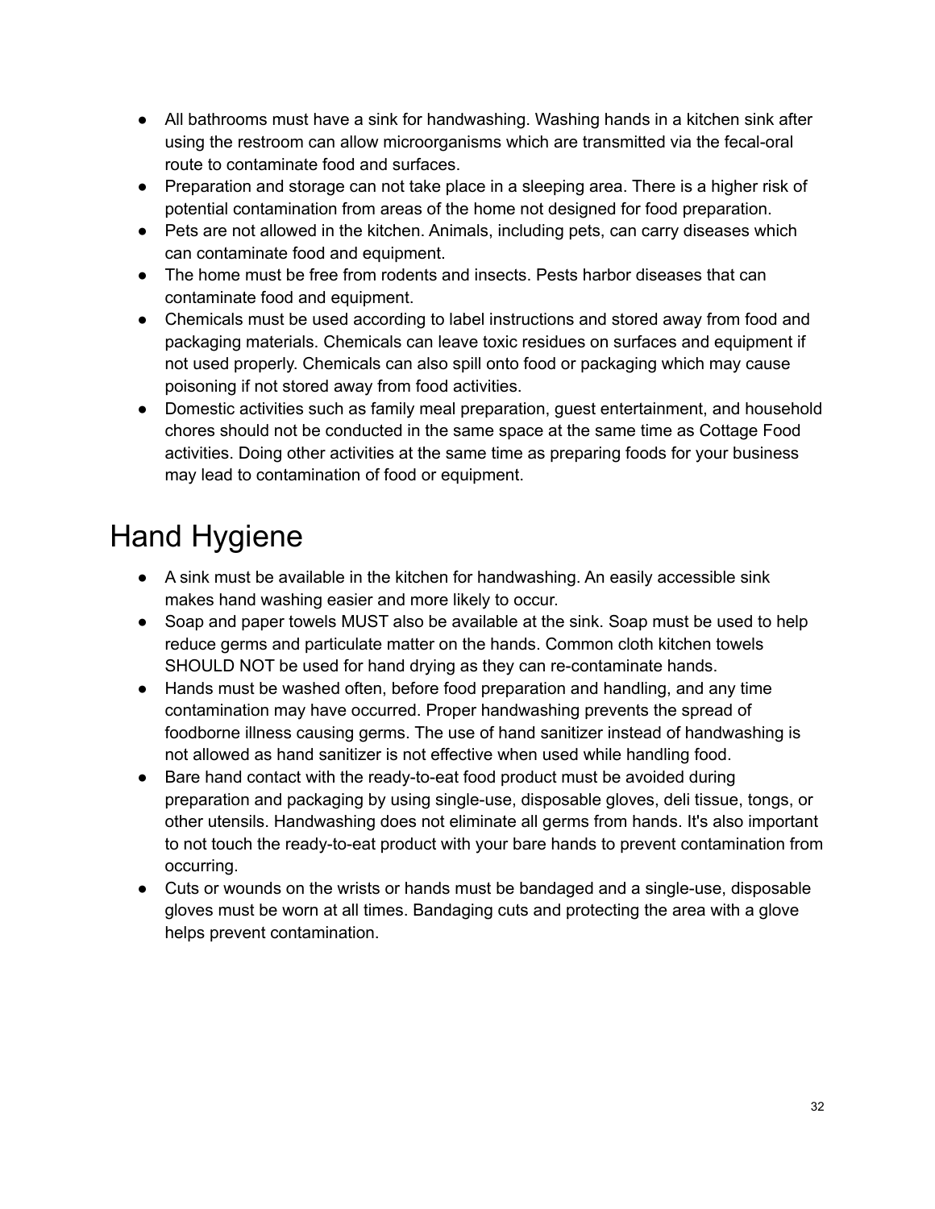- All bathrooms must have a sink for handwashing. Washing hands in a kitchen sink after using the restroom can allow microorganisms which are transmitted via the fecal-oral route to contaminate food and surfaces.
- Preparation and storage can not take place in a sleeping area. There is a higher risk of potential contamination from areas of the home not designed for food preparation.
- Pets are not allowed in the kitchen. Animals, including pets, can carry diseases which can contaminate food and equipment.
- The home must be free from rodents and insects. Pests harbor diseases that can contaminate food and equipment.
- Chemicals must be used according to label instructions and stored away from food and packaging materials. Chemicals can leave toxic residues on surfaces and equipment if not used properly. Chemicals can also spill onto food or packaging which may cause poisoning if not stored away from food activities.
- Domestic activities such as family meal preparation, guest entertainment, and household chores should not be conducted in the same space at the same time as Cottage Food activities. Doing other activities at the same time as preparing foods for your business may lead to contamination of food or equipment.

# Hand Hygiene

- A sink must be available in the kitchen for handwashing. An easily accessible sink makes hand washing easier and more likely to occur.
- Soap and paper towels MUST also be available at the sink. Soap must be used to help reduce germs and particulate matter on the hands. Common cloth kitchen towels SHOULD NOT be used for hand drying as they can re-contaminate hands.
- Hands must be washed often, before food preparation and handling, and any time contamination may have occurred. Proper handwashing prevents the spread of foodborne illness causing germs. The use of hand sanitizer instead of handwashing is not allowed as hand sanitizer is not effective when used while handling food.
- Bare hand contact with the ready-to-eat food product must be avoided during preparation and packaging by using single-use, disposable gloves, deli tissue, tongs, or other utensils. Handwashing does not eliminate all germs from hands. It's also important to not touch the ready-to-eat product with your bare hands to prevent contamination from occurring.
- Cuts or wounds on the wrists or hands must be bandaged and a single-use, disposable gloves must be worn at all times. Bandaging cuts and protecting the area with a glove helps prevent contamination.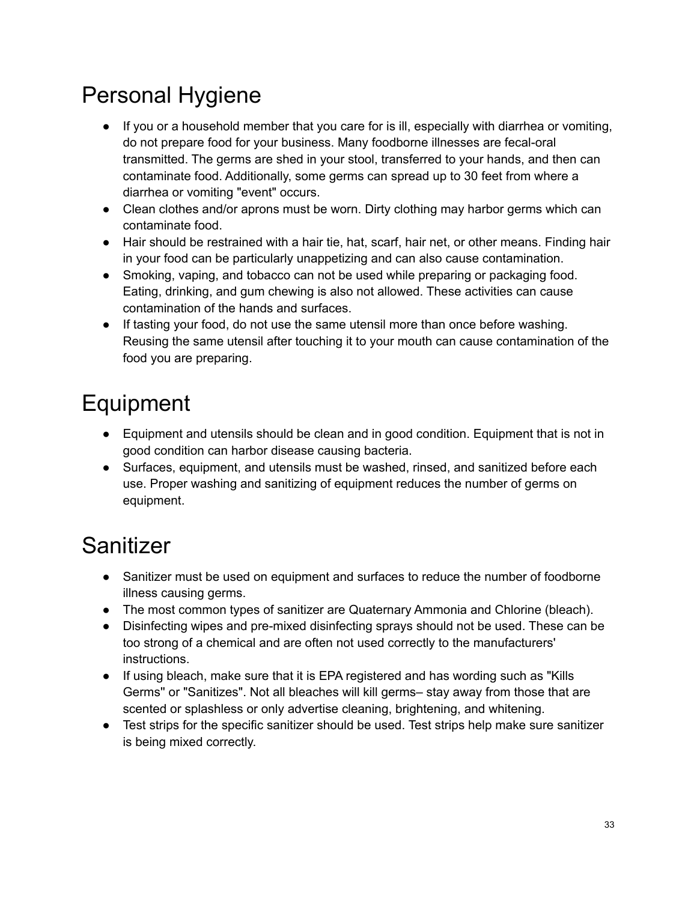# Personal Hygiene

- If you or a household member that you care for is ill, especially with diarrhea or vomiting, do not prepare food for your business. Many foodborne illnesses are fecal-oral transmitted. The germs are shed in your stool, transferred to your hands, and then can contaminate food. Additionally, some germs can spread up to 30 feet from where a diarrhea or vomiting "event" occurs.
- Clean clothes and/or aprons must be worn. Dirty clothing may harbor germs which can contaminate food.
- Hair should be restrained with a hair tie, hat, scarf, hair net, or other means. Finding hair in your food can be particularly unappetizing and can also cause contamination.
- Smoking, vaping, and tobacco can not be used while preparing or packaging food. Eating, drinking, and gum chewing is also not allowed. These activities can cause contamination of the hands and surfaces.
- If tasting your food, do not use the same utensil more than once before washing. Reusing the same utensil after touching it to your mouth can cause contamination of the food you are preparing.

# Equipment

- Equipment and utensils should be clean and in good condition. Equipment that is not in good condition can harbor disease causing bacteria.
- Surfaces, equipment, and utensils must be washed, rinsed, and sanitized before each use. Proper washing and sanitizing of equipment reduces the number of germs on equipment.

# Sanitizer

- Sanitizer must be used on equipment and surfaces to reduce the number of foodborne illness causing germs.
- The most common types of sanitizer are Quaternary Ammonia and Chlorine (bleach).
- Disinfecting wipes and pre-mixed disinfecting sprays should not be used. These can be too strong of a chemical and are often not used correctly to the manufacturers' instructions.
- If using bleach, make sure that it is EPA registered and has wording such as "Kills Germs" or "Sanitizes". Not all bleaches will kill germs– stay away from those that are scented or splashless or only advertise cleaning, brightening, and whitening.
- Test strips for the specific sanitizer should be used. Test strips help make sure sanitizer is being mixed correctly.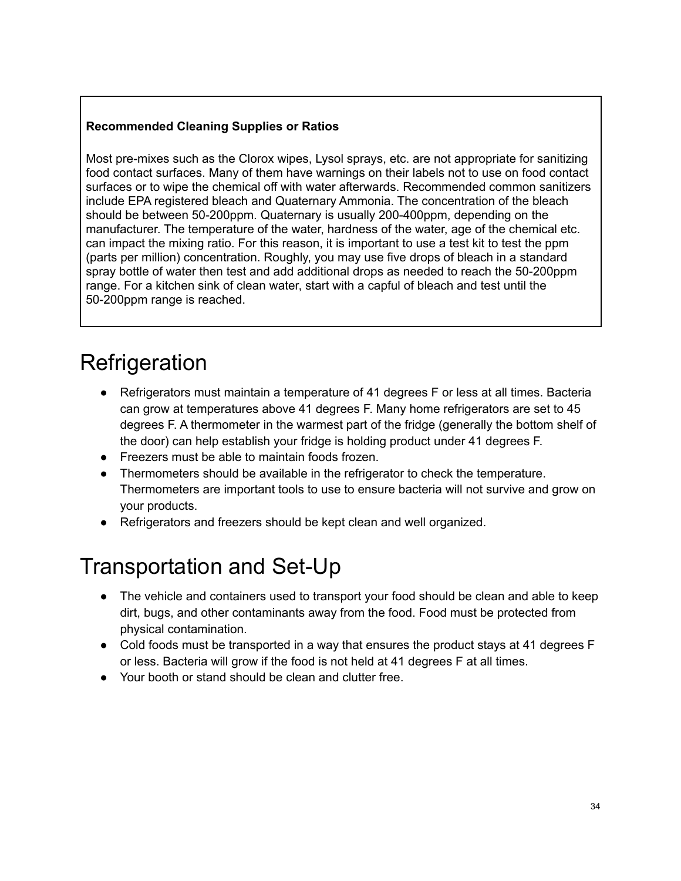**Recommended Cleaning Supplies or Ratios**

Most pre-mixes such as the Clorox wipes, Lysol sprays, etc. are not appropriate for sanitizing food contact surfaces. Many of them have warnings on their labels not to use on food contact surfaces or to wipe the chemical off with water afterwards. Recommended common sanitizers include EPA registered bleach and Quaternary Ammonia. The concentration of the bleach should be between 50-200ppm. Quaternary is usually 200-400ppm, depending on the manufacturer. The temperature of the water, hardness of the water, age of the chemical etc. can impact the mixing ratio. For this reason, it is important to use a test kit to test the ppm (parts per million) concentration. Roughly, you may use five drops of bleach in a standard spray bottle of water then test and add additional drops as needed to reach the 50-200ppm range. For a kitchen sink of clean water, start with a capful of bleach and test until the 50-200ppm range is reached.

# Refrigeration

- Refrigerators must maintain a temperature of 41 degrees F or less at all times. Bacteria can grow at temperatures above 41 degrees F. Many home refrigerators are set to 45 degrees F. A thermometer in the warmest part of the fridge (generally the bottom shelf of the door) can help establish your fridge is holding product under 41 degrees F.
- Freezers must be able to maintain foods frozen.
- Thermometers should be available in the refrigerator to check the temperature. Thermometers are important tools to use to ensure bacteria will not survive and grow on your products.
- Refrigerators and freezers should be kept clean and well organized.

# Transportation and Set-Up

- The vehicle and containers used to transport your food should be clean and able to keep dirt, bugs, and other contaminants away from the food. Food must be protected from physical contamination.
- Cold foods must be transported in a way that ensures the product stays at 41 degrees F or less. Bacteria will grow if the food is not held at 41 degrees F at all times.
- Your booth or stand should be clean and clutter free.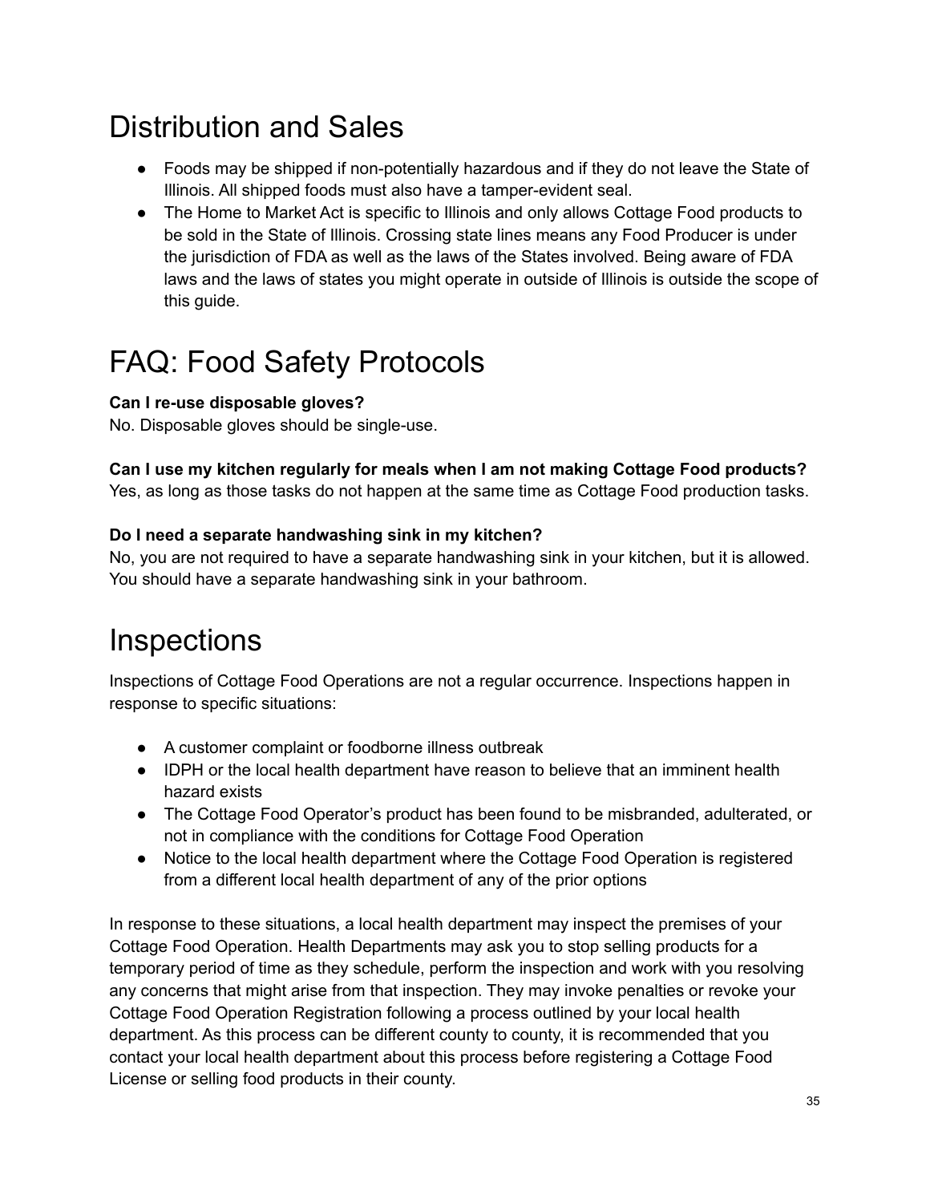# Distribution and Sales

- Foods may be shipped if non-potentially hazardous and if they do not leave the State of Illinois. All shipped foods must also have a tamper-evident seal.
- The Home to Market Act is specific to Illinois and only allows Cottage Food products to be sold in the State of Illinois. Crossing state lines means any Food Producer is under the jurisdiction of FDA as well as the laws of the States involved. Being aware of FDA laws and the laws of states you might operate in outside of Illinois is outside the scope of this guide.

# FAQ: Food Safety Protocols

**Can I re-use disposable gloves?**
No. Disposable gloves should be single-use.

**Can I use my kitchen regularly for meals when I am not making Cottage Food products?**
Yes, as long as those tasks do not happen at the same time as Cottage Food production tasks.

**Do I need a separate handwashing sink in my kitchen?**
No, you are not required to have a separate handwashing sink in your kitchen, but it is allowed. You should have a separate handwashing sink in your bathroom.

# Inspections

Inspections of Cottage Food Operations are not a regular occurrence. Inspections happen in response to specific situations:

- A customer complaint or foodborne illness outbreak
- IDPH or the local health department have reason to believe that an imminent health hazard exists
- The Cottage Food Operator's product has been found to be misbranded, adulterated, or not in compliance with the conditions for Cottage Food Operation
- Notice to the local health department where the Cottage Food Operation is registered from a different local health department of any of the prior options

In response to these situations, a local health department may inspect the premises of your Cottage Food Operation. Health Departments may ask you to stop selling products for a temporary period of time as they schedule, perform the inspection and work with you resolving any concerns that might arise from that inspection. They may invoke penalties or revoke your Cottage Food Operation Registration following a process outlined by your local health department. As this process can be different county to county, it is recommended that you contact your local health department about this process before registering a Cottage Food License or selling food products in their county.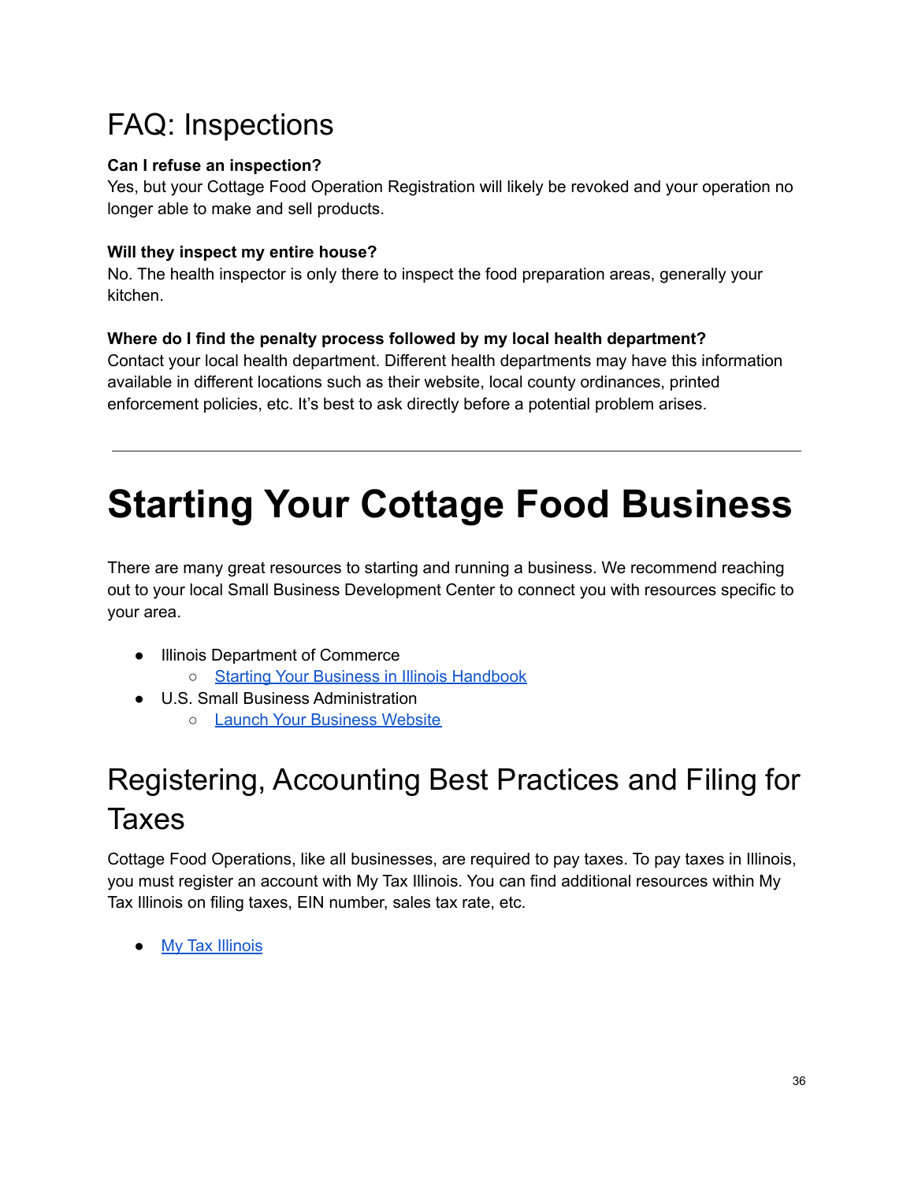## FAQ: Inspections

**Can I refuse an inspection?**
Yes, but your Cottage Food Operation Registration will likely be revoked and your operation no longer able to make and sell products.

**Will they inspect my entire house?**
No. The health inspector is only there to inspect the food preparation areas, generally your kitchen.

**Where do I find the penalty process followed by my local health department?**
Contact your local health department. Different health departments may have this information available in different locations such as their website, local county ordinances, printed enforcement policies, etc. It's best to ask directly before a potential problem arises.

---

# Starting Your Cottage Food Business

There are many great resources to starting and running a business. We recommend reaching out to your local Small Business Development Center to connect you with resources specific to your area.

- Illinois Department of Commerce
  - Starting Your Business in Illinois Handbook
- U.S. Small Business Administration
  - Launch Your Business Website

## Registering, Accounting Best Practices and Filing for Taxes

Cottage Food Operations, like all businesses, are required to pay taxes. To pay taxes in Illinois, you must register an account with My Tax Illinois. You can find additional resources within My Tax Illinois on filing taxes, EIN number, sales tax rate, etc.

- My Tax Illinois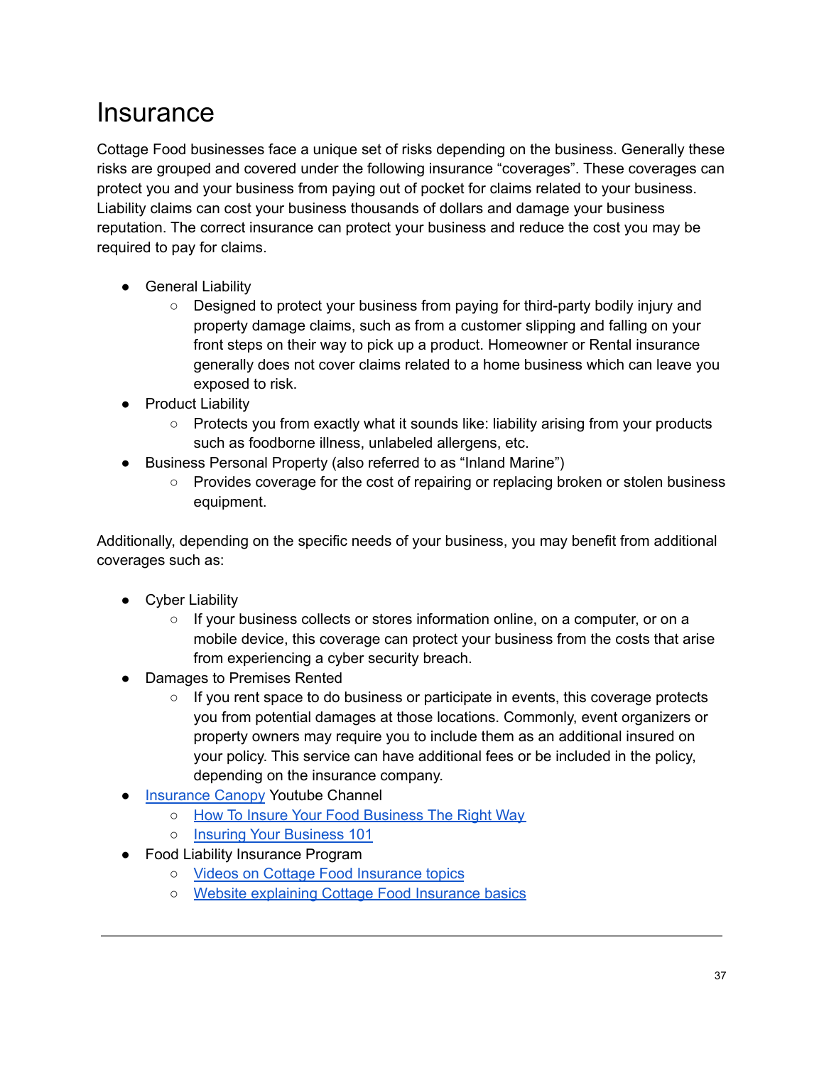# Insurance

Cottage Food businesses face a unique set of risks depending on the business. Generally these risks are grouped and covered under the following insurance "coverages". These coverages can protect you and your business from paying out of pocket for claims related to your business. Liability claims can cost your business thousands of dollars and damage your business reputation. The correct insurance can protect your business and reduce the cost you may be required to pay for claims.

- General Liability
  - Designed to protect your business from paying for third-party bodily injury and property damage claims, such as from a customer slipping and falling on your front steps on their way to pick up a product. Homeowner or Rental insurance generally does not cover claims related to a home business which can leave you exposed to risk.
- Product Liability
  - Protects you from exactly what it sounds like: liability arising from your products such as foodborne illness, unlabeled allergens, etc.
- Business Personal Property (also referred to as "Inland Marine")
  - Provides coverage for the cost of repairing or replacing broken or stolen business equipment.

Additionally, depending on the specific needs of your business, you may benefit from additional coverages such as:

- Cyber Liability
  - If your business collects or stores information online, on a computer, or on a mobile device, this coverage can protect your business from the costs that arise from experiencing a cyber security breach.
- Damages to Premises Rented
  - If you rent space to do business or participate in events, this coverage protects you from potential damages at those locations. Commonly, event organizers or property owners may require you to include them as an additional insured on your policy. This service can have additional fees or be included in the policy, depending on the insurance company.
- Insurance Canopy Youtube Channel
  - How To Insure Your Food Business The Right Way
  - Insuring Your Business 101
- Food Liability Insurance Program
  - Videos on Cottage Food Insurance topics
  - Website explaining Cottage Food Insurance basics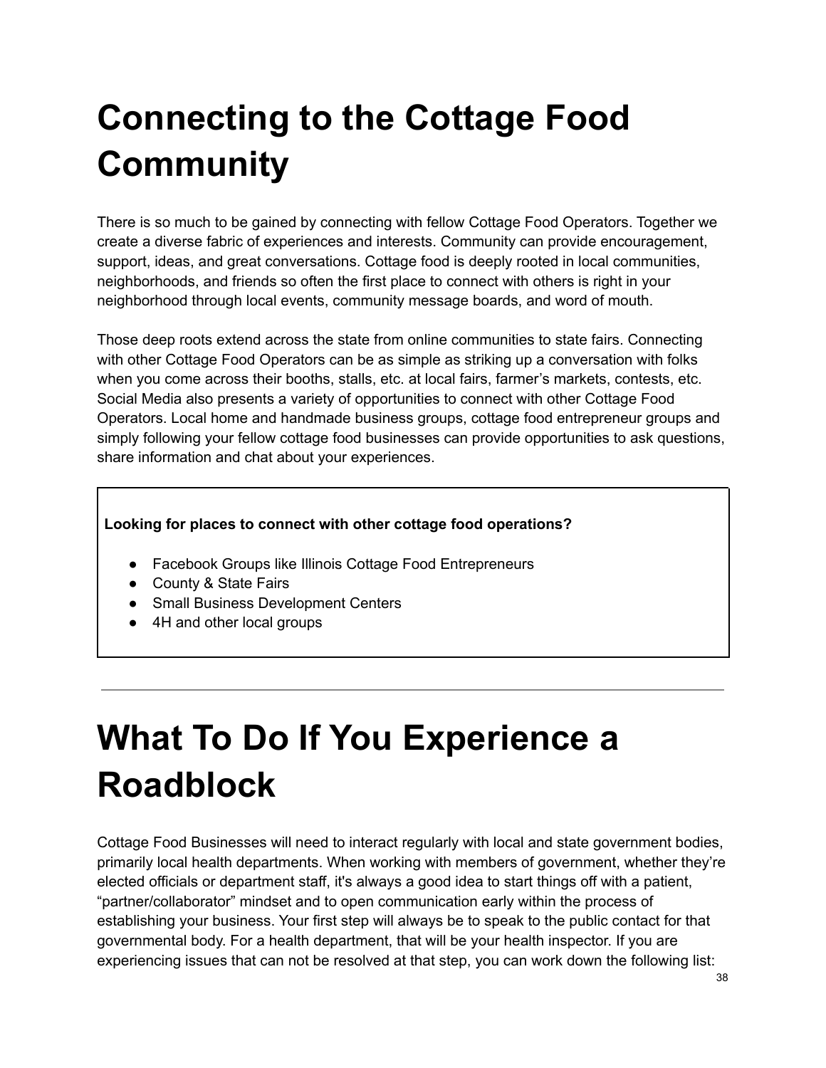# Connecting to the Cottage Food Community

There is so much to be gained by connecting with fellow Cottage Food Operators. Together we create a diverse fabric of experiences and interests. Community can provide encouragement, support, ideas, and great conversations. Cottage food is deeply rooted in local communities, neighborhoods, and friends so often the first place to connect with others is right in your neighborhood through local events, community message boards, and word of mouth.

Those deep roots extend across the state from online communities to state fairs. Connecting with other Cottage Food Operators can be as simple as striking up a conversation with folks when you come across their booths, stalls, etc. at local fairs, farmer's markets, contests, etc. Social Media also presents a variety of opportunities to connect with other Cottage Food Operators. Local home and handmade business groups, cottage food entrepreneur groups and simply following your fellow cottage food businesses can provide opportunities to ask questions, share information and chat about your experiences.

**Looking for places to connect with other cottage food operations?**

- Facebook Groups like Illinois Cottage Food Entrepreneurs
- County & State Fairs
- Small Business Development Centers
- 4H and other local groups

---

# What To Do If You Experience a Roadblock

Cottage Food Businesses will need to interact regularly with local and state government bodies, primarily local health departments. When working with members of government, whether they're elected officials or department staff, it's always a good idea to start things off with a patient, "partner/collaborator" mindset and to open communication early within the process of establishing your business. Your first step will always be to speak to the public contact for that governmental body. For a health department, that will be your health inspector. If you are experiencing issues that can not be resolved at that step, you can work down the following list: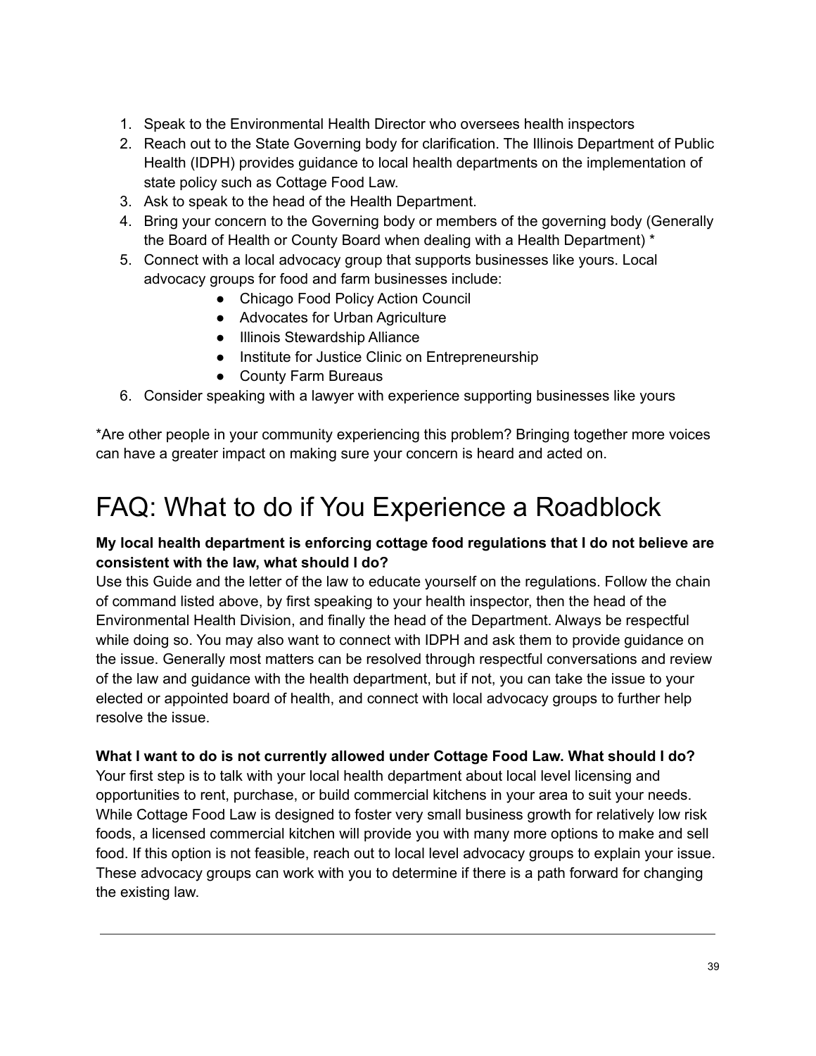1. Speak to the Environmental Health Director who oversees health inspectors
2. Reach out to the State Governing body for clarification. The Illinois Department of Public Health (IDPH) provides guidance to local health departments on the implementation of state policy such as Cottage Food Law.
3. Ask to speak to the head of the Health Department.
4. Bring your concern to the Governing body or members of the governing body (Generally the Board of Health or County Board when dealing with a Health Department) *
5. Connect with a local advocacy group that supports businesses like yours. Local advocacy groups for food and farm businesses include:
    - Chicago Food Policy Action Council
    - Advocates for Urban Agriculture
    - Illinois Stewardship Alliance
    - Institute for Justice Clinic on Entrepreneurship
    - County Farm Bureaus
6. Consider speaking with a lawyer with experience supporting businesses like yours

*Are other people in your community experiencing this problem? Bringing together more voices can have a greater impact on making sure your concern is heard and acted on.

# FAQ: What to do if You Experience a Roadblock

**My local health department is enforcing cottage food regulations that I do not believe are consistent with the law, what should I do?**
Use this Guide and the letter of the law to educate yourself on the regulations. Follow the chain of command listed above, by first speaking to your health inspector, then the head of the Environmental Health Division, and finally the head of the Department. Always be respectful while doing so. You may also want to connect with IDPH and ask them to provide guidance on the issue. Generally most matters can be resolved through respectful conversations and review of the law and guidance with the health department, but if not, you can take the issue to your elected or appointed board of health, and connect with local advocacy groups to further help resolve the issue.

**What I want to do is not currently allowed under Cottage Food Law. What should I do?**
Your first step is to talk with your local health department about local level licensing and opportunities to rent, purchase, or build commercial kitchens in your area to suit your needs. While Cottage Food Law is designed to foster very small business growth for relatively low risk foods, a licensed commercial kitchen will provide you with many more options to make and sell food. If this option is not feasible, reach out to local level advocacy groups to explain your issue. These advocacy groups can work with you to determine if there is a path forward for changing the existing law.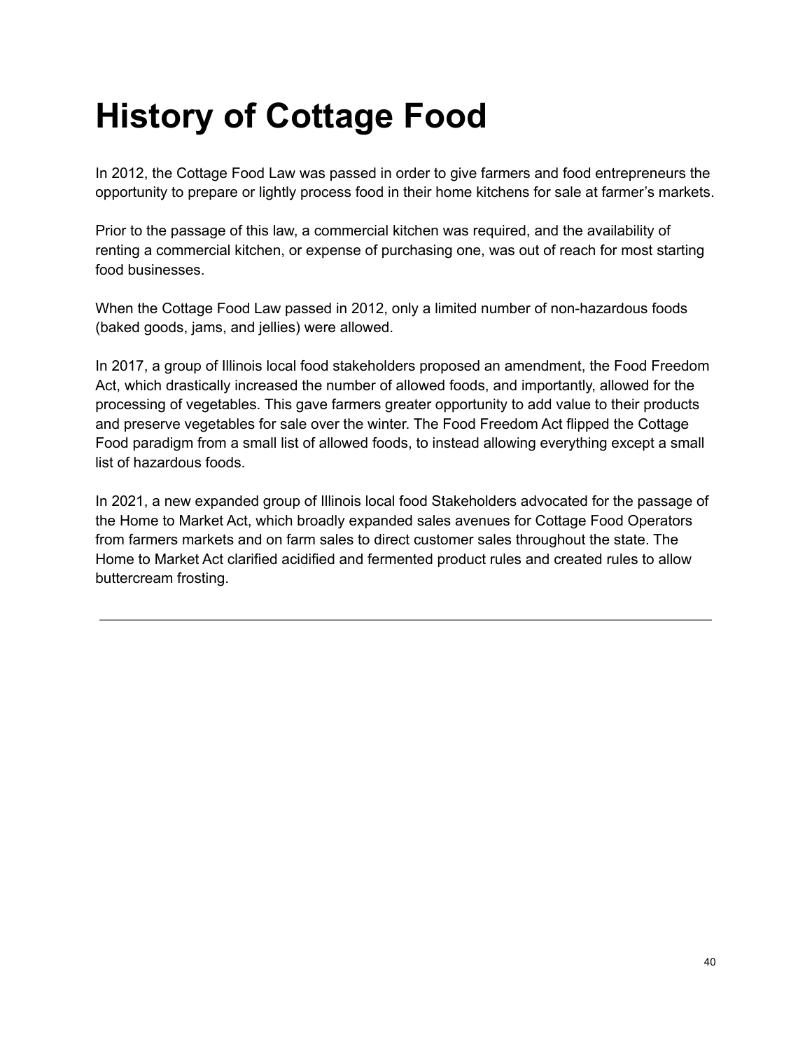# History of Cottage Food

In 2012, the Cottage Food Law was passed in order to give farmers and food entrepreneurs the opportunity to prepare or lightly process food in their home kitchens for sale at farmer's markets.

Prior to the passage of this law, a commercial kitchen was required, and the availability of renting a commercial kitchen, or expense of purchasing one, was out of reach for most starting food businesses.

When the Cottage Food Law passed in 2012, only a limited number of non-hazardous foods (baked goods, jams, and jellies) were allowed.

In 2017, a group of Illinois local food stakeholders proposed an amendment, the Food Freedom Act, which drastically increased the number of allowed foods, and importantly, allowed for the processing of vegetables. This gave farmers greater opportunity to add value to their products and preserve vegetables for sale over the winter. The Food Freedom Act flipped the Cottage Food paradigm from a small list of allowed foods, to instead allowing everything except a small list of hazardous foods.

In 2021, a new expanded group of Illinois local food Stakeholders advocated for the passage of the Home to Market Act, which broadly expanded sales avenues for Cottage Food Operators from farmers markets and on farm sales to direct customer sales throughout the state. The Home to Market Act clarified acidified and fermented product rules and created rules to allow buttercream frosting.

---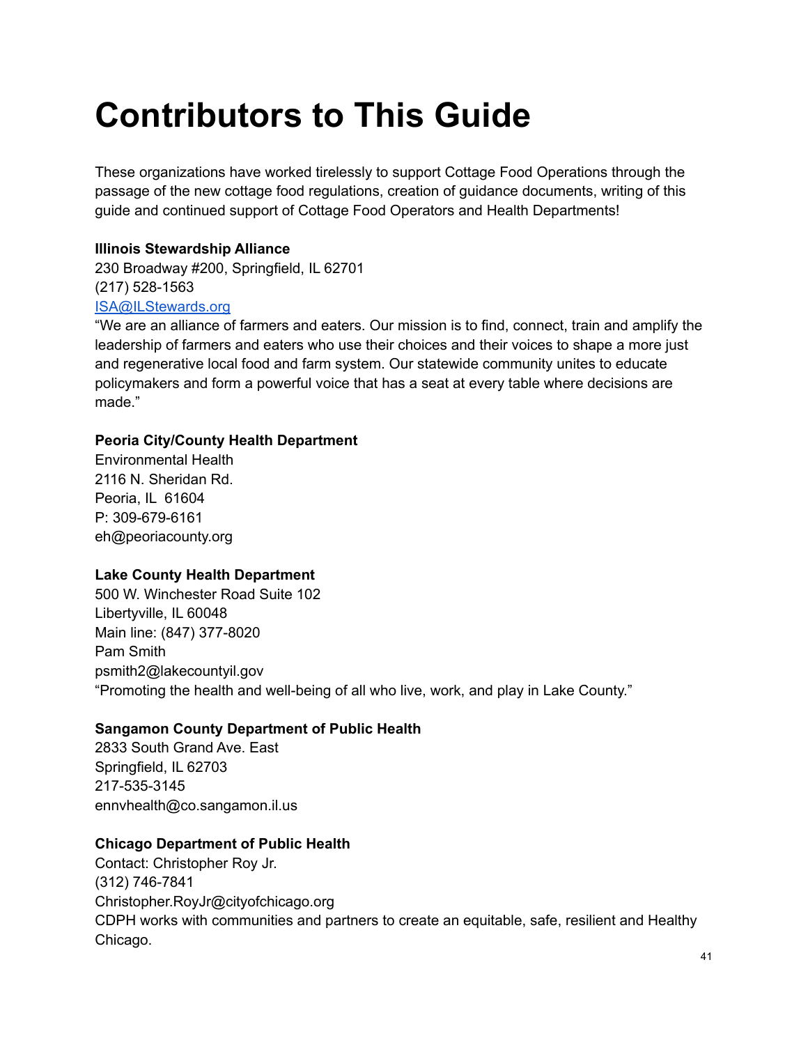# Contributors to This Guide

These organizations have worked tirelessly to support Cottage Food Operations through the passage of the new cottage food regulations, creation of guidance documents, writing of this guide and continued support of Cottage Food Operators and Health Departments!

**Illinois Stewardship Alliance**
230 Broadway #200, Springfield, IL 62701
(217) 528-1563
[ISA@ILStewards.org](mailto:ISA@ILStewards.org)
"We are an alliance of farmers and eaters. Our mission is to find, connect, train and amplify the leadership of farmers and eaters who use their choices and their voices to shape a more just and regenerative local food and farm system. Our statewide community unites to educate policymakers and form a powerful voice that has a seat at every table where decisions are made."

**Peoria City/County Health Department**
Environmental Health
2116 N. Sheridan Rd.
Peoria, IL 61604
P: 309-679-6161
eh@peoriacounty.org

**Lake County Health Department**
500 W. Winchester Road Suite 102
Libertyville, IL 60048
Main line: (847) 377-8020
Pam Smith
psmith2@lakecountyil.gov
"Promoting the health and well-being of all who live, work, and play in Lake County."

**Sangamon County Department of Public Health**
2833 South Grand Ave. East
Springfield, IL 62703
217-535-3145
ennvhealth@co.sangamon.il.us

**Chicago Department of Public Health**
Contact: Christopher Roy Jr.
(312) 746-7841
Christopher.RoyJr@cityofchicago.org
CDPH works with communities and partners to create an equitable, safe, resilient and Healthy Chicago.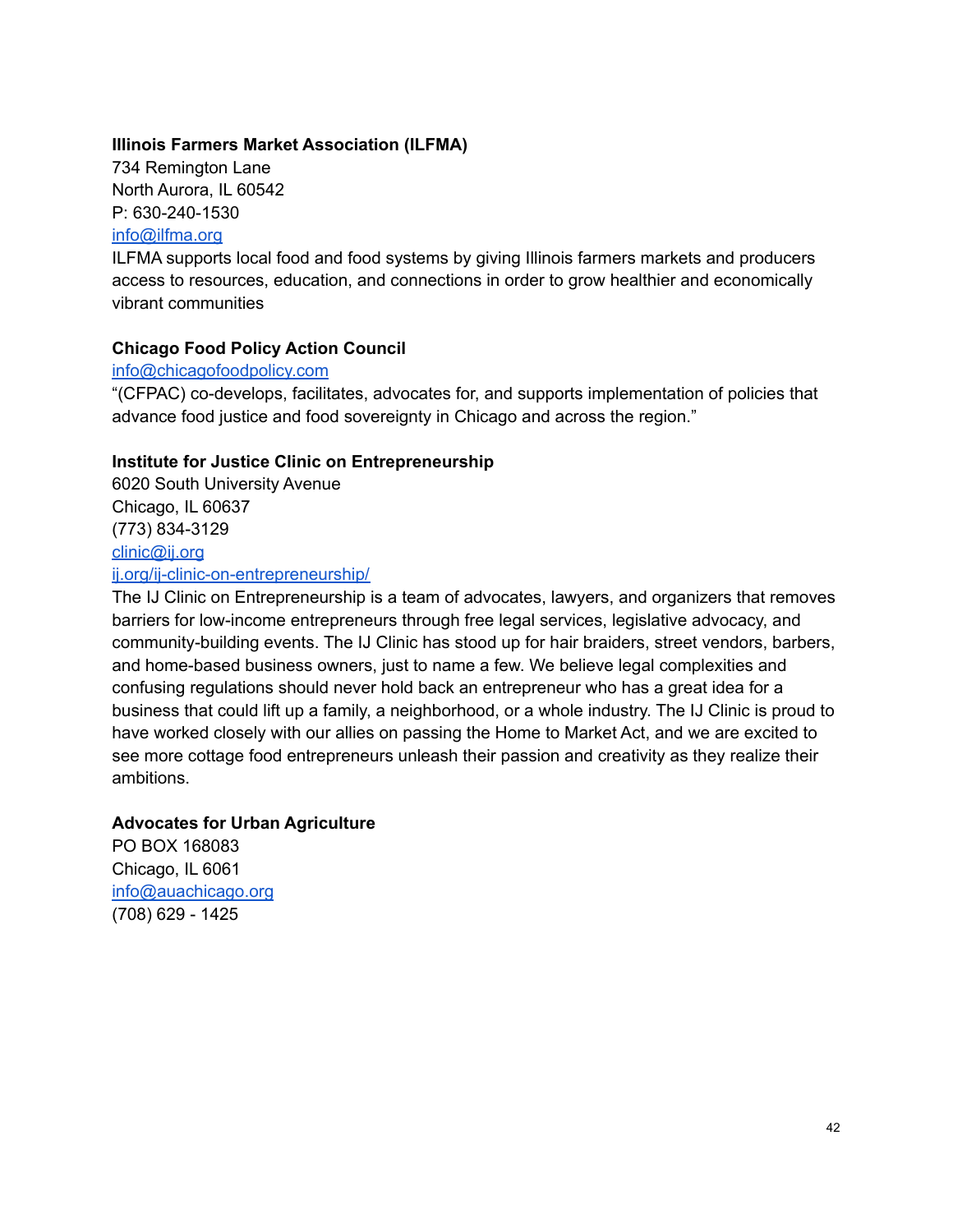**Illinois Farmers Market Association (ILFMA)**
734 Remington Lane
North Aurora, IL 60542
P: 630-240-1530
info@ilfma.org
ILFMA supports local food and food systems by giving Illinois farmers markets and producers access to resources, education, and connections in order to grow healthier and economically vibrant communities

**Chicago Food Policy Action Council**
info@chicagofoodpolicy.com
"(CFPAC) co-develops, facilitates, advocates for, and supports implementation of policies that advance food justice and food sovereignty in Chicago and across the region."

**Institute for Justice Clinic on Entrepreneurship**
6020 South University Avenue
Chicago, IL 60637
(773) 834-3129
clinic@ij.org
ij.org/ij-clinic-on-entrepreneurship/
The IJ Clinic on Entrepreneurship is a team of advocates, lawyers, and organizers that removes barriers for low-income entrepreneurs through free legal services, legislative advocacy, and community-building events. The IJ Clinic has stood up for hair braiders, street vendors, barbers, and home-based business owners, just to name a few. We believe legal complexities and confusing regulations should never hold back an entrepreneur who has a great idea for a business that could lift up a family, a neighborhood, or a whole industry. The IJ Clinic is proud to have worked closely with our allies on passing the Home to Market Act, and we are excited to see more cottage food entrepreneurs unleash their passion and creativity as they realize their ambitions.

**Advocates for Urban Agriculture**
PO BOX 168083
Chicago, IL 6061
info@auachicago.org
(708) 629 - 1425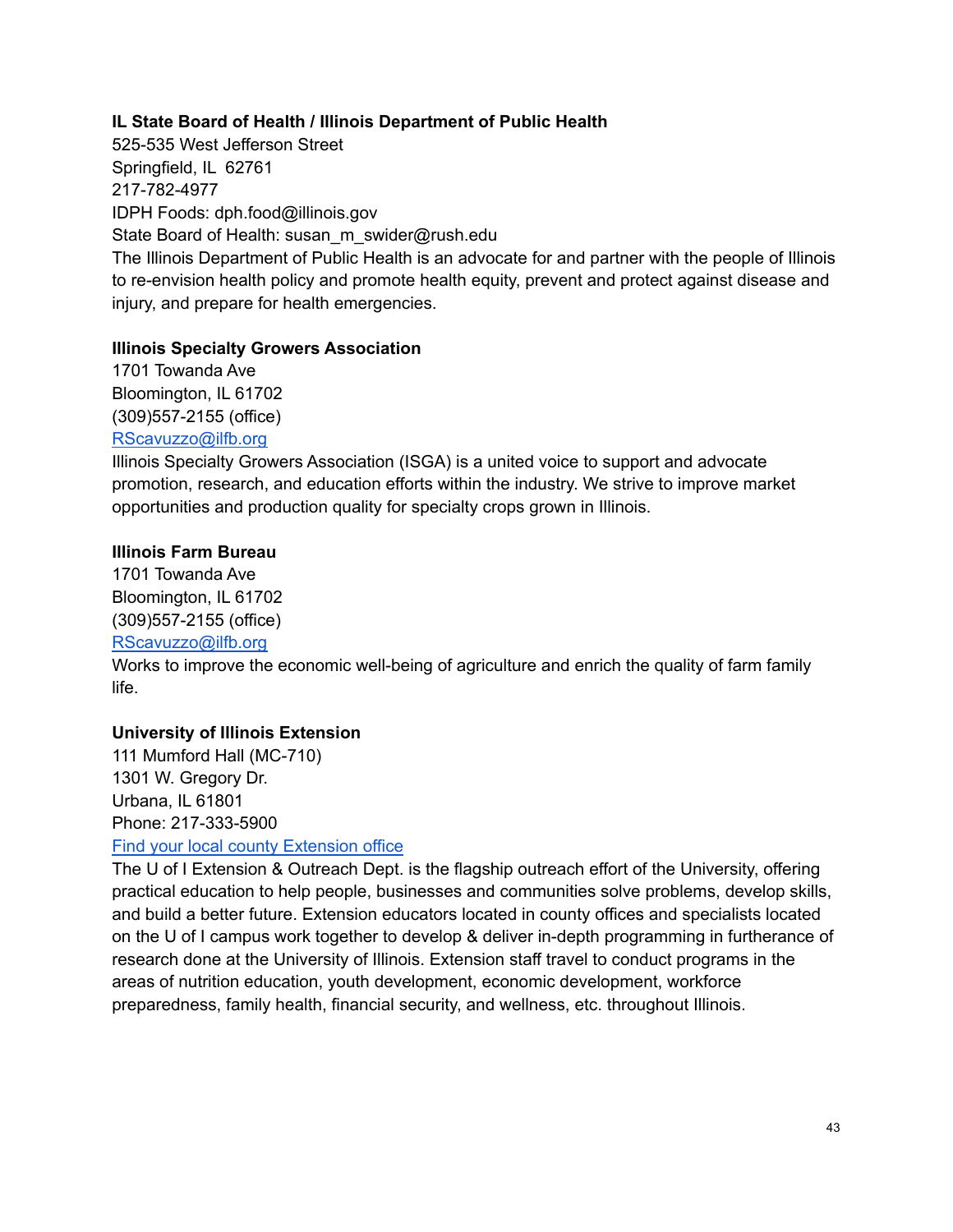**IL State Board of Health / Illinois Department of Public Health**
525-535 West Jefferson Street
Springfield, IL  62761
217-782-4977
IDPH Foods: dph.food@illinois.gov
State Board of Health: susan_m_swider@rush.edu
The Illinois Department of Public Health is an advocate for and partner with the people of Illinois to re-envision health policy and promote health equity, prevent and protect against disease and injury, and prepare for health emergencies.

**Illinois Specialty Growers Association**
1701 Towanda Ave
Bloomington, IL 61702
(309)557-2155 (office)
RScavuzzo@ilfb.org
Illinois Specialty Growers Association (ISGA) is a united voice to support and advocate promotion, research, and education efforts within the industry. We strive to improve market opportunities and production quality for specialty crops grown in Illinois.

**Illinois Farm Bureau**
1701 Towanda Ave
Bloomington, IL 61702
(309)557-2155 (office)
RScavuzzo@ilfb.org
Works to improve the economic well-being of agriculture and enrich the quality of farm family life.

**University of Illinois Extension**
111 Mumford Hall (MC-710)
1301 W. Gregory Dr.
Urbana, IL 61801
Phone: 217-333-5900
Find your local county Extension office
The U of I Extension & Outreach Dept. is the flagship outreach effort of the University, offering practical education to help people, businesses and communities solve problems, develop skills, and build a better future. Extension educators located in county offices and specialists located on the U of I campus work together to develop & deliver in-depth programming in furtherance of research done at the University of Illinois. Extension staff travel to conduct programs in the areas of nutrition education, youth development, economic development, workforce preparedness, family health, financial security, and wellness, etc. throughout Illinois.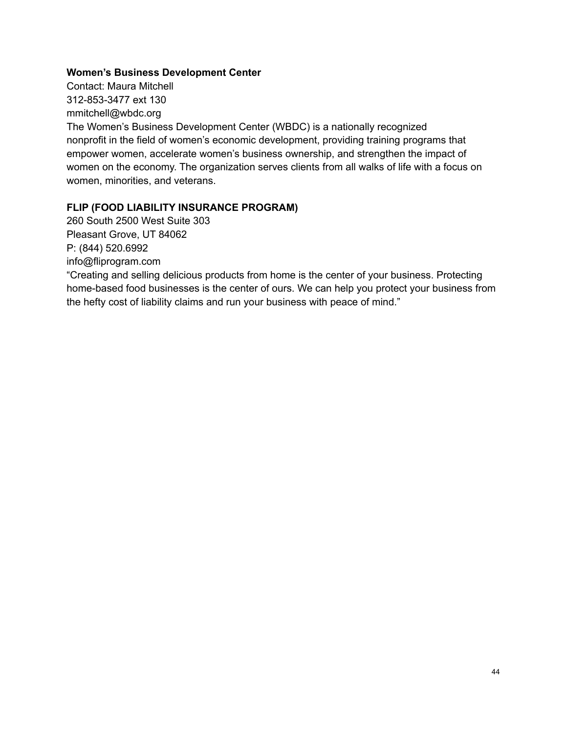**Women's Business Development Center**

Contact: Maura Mitchell
312-853-3477 ext 130
mmitchell@wbdc.org

The Women's Business Development Center (WBDC) is a nationally recognized nonprofit in the field of women's economic development, providing training programs that empower women, accelerate women's business ownership, and strengthen the impact of women on the economy. The organization serves clients from all walks of life with a focus on women, minorities, and veterans.

**FLIP (FOOD LIABILITY INSURANCE PROGRAM)**

260 South 2500 West Suite 303
Pleasant Grove, UT 84062
P: (844) 520.6992
info@fliprogram.com

"Creating and selling delicious products from home is the center of your business. Protecting home-based food businesses is the center of ours. We can help you protect your business from the hefty cost of liability claims and run your business with peace of mind."